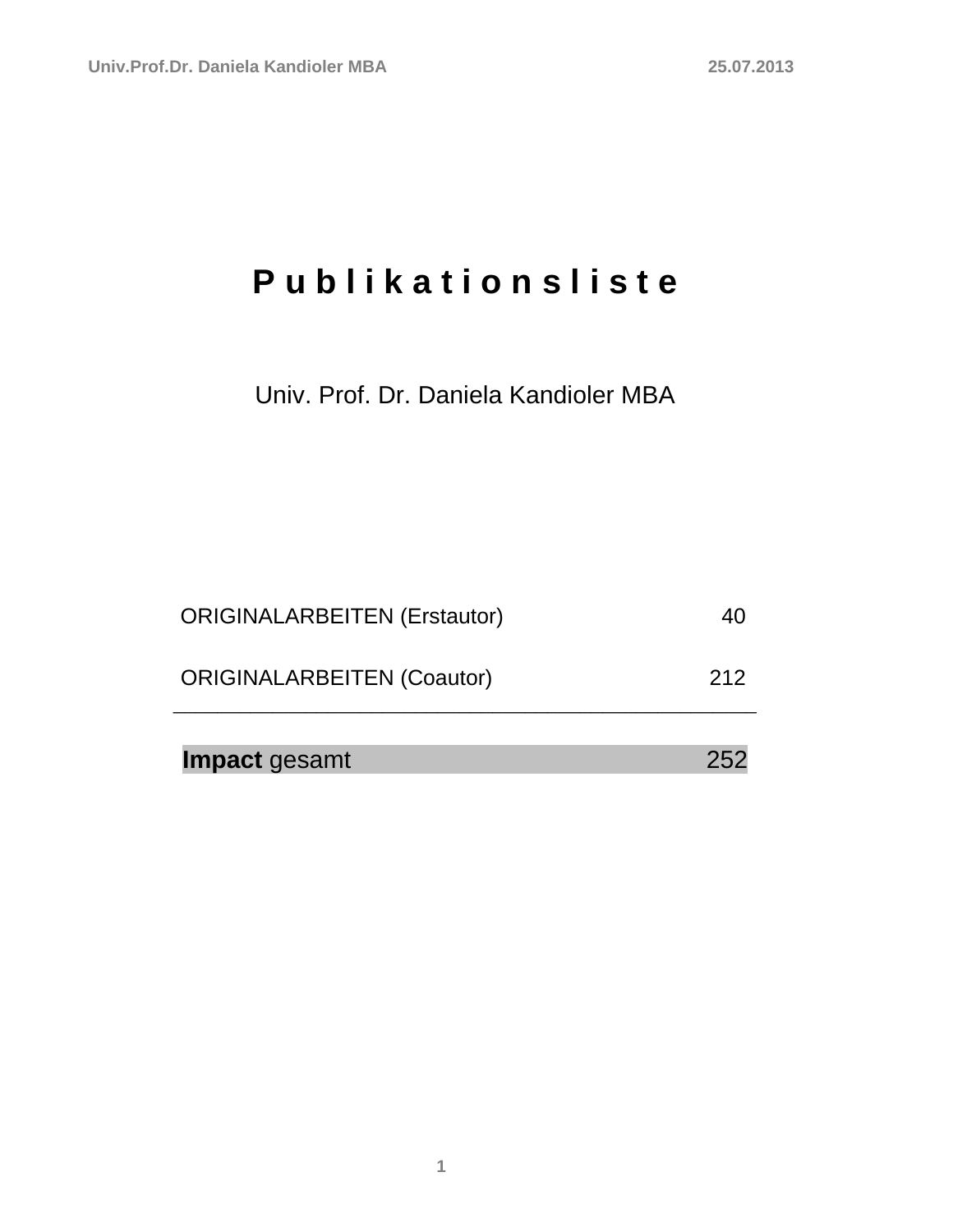# P u b l i k a t i o n s l i s t e

Univ. Prof. Dr. Daniela Kandioler MBA

| | |
|---|---|
| ORIGINALARBEITEN (Erstautor) | 40 |
| ORIGINALARBEITEN (Coautor) | 212 |
| **Impact** gesamt | 252 |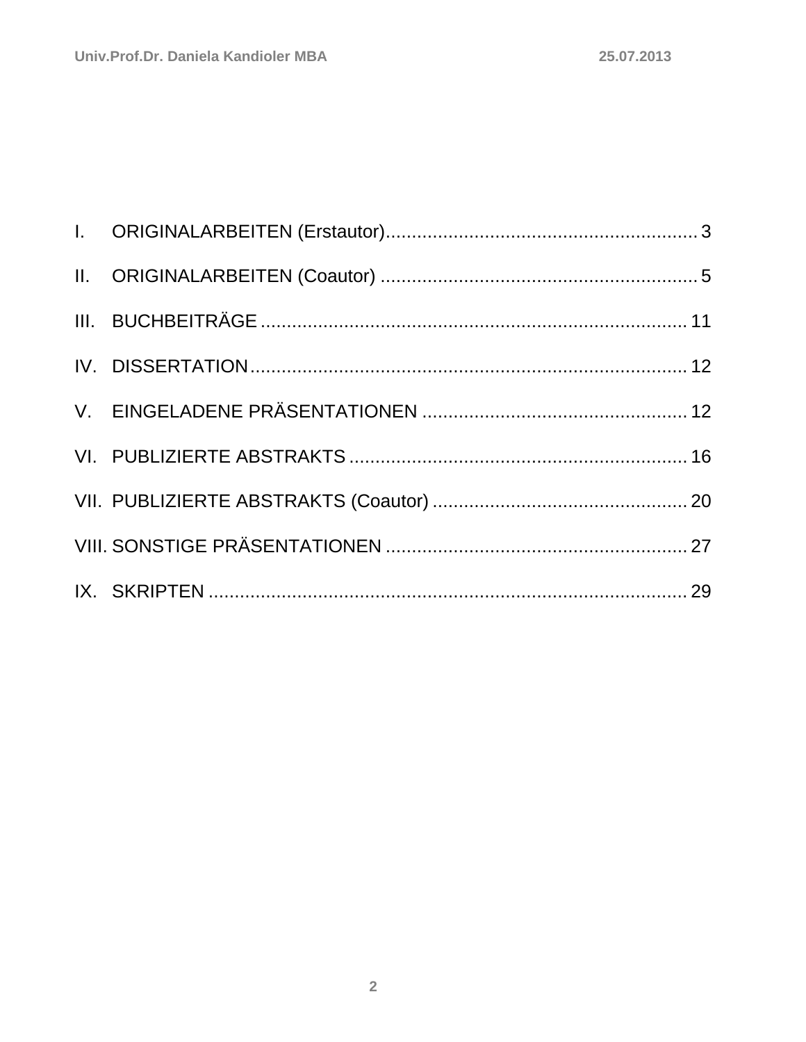I. ORIGINALARBEITEN (Erstautor) ........................................................ 3

II. ORIGINALARBEITEN (Coautor) ........................................................ 5

III. BUCHBEITRÄGE ........................................................................... 11

IV. DISSERTATION ............................................................................ 12

V. EINGELADENE PRÄSENTATIONEN ................................................. 12

VI. PUBLIZIERTE ABSTRAKTS .............................................................. 16

VII. PUBLIZIERTE ABSTRAKTS (Coautor) ............................................... 20

VIII. SONSTIGE PRÄSENTATIONEN ........................................................ 27

IX. SKRIPTEN ...................................................................................... 29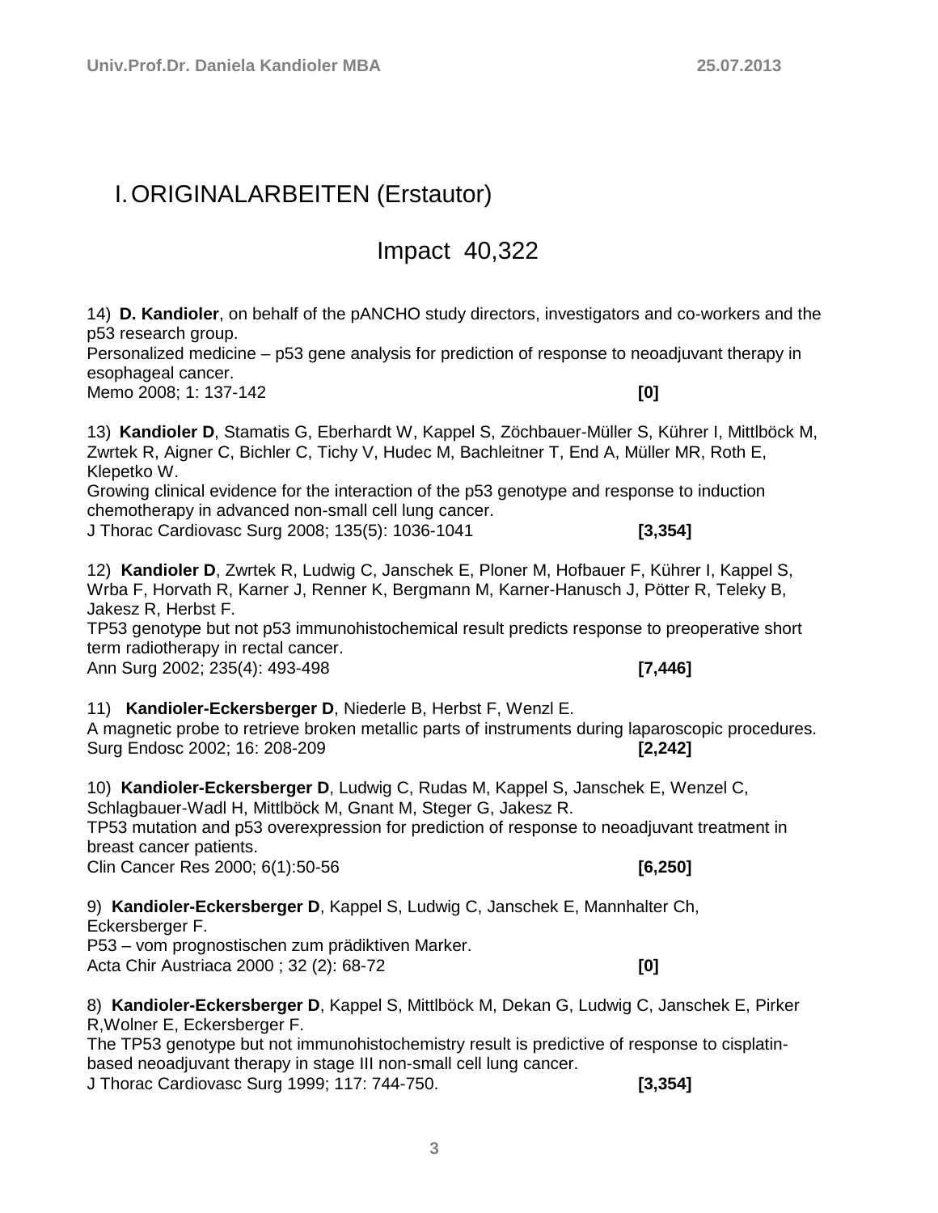# I. ORIGINALARBEITEN (Erstautor)

## Impact 40,322

14) **D. Kandioler**, on behalf of the pANCHO study directors, investigators and co-workers and the p53 research group.
Personalized medicine – p53 gene analysis for prediction of response to neoadjuvant therapy in esophageal cancer.
Memo 2008; 1: 137-142 **[0]**

13) **Kandioler D**, Stamatis G, Eberhardt W, Kappel S, Zöchbauer-Müller S, Kührer I, Mittlböck M, Zwrtek R, Aigner C, Bichler C, Tichy V, Hudec M, Bachleitner T, End A, Müller MR, Roth E, Klepetko W.
Growing clinical evidence for the interaction of the p53 genotype and response to induction chemotherapy in advanced non-small cell lung cancer.
J Thorac Cardiovasc Surg 2008; 135(5): 1036-1041 **[3,354]**

12) **Kandioler D**, Zwrtek R, Ludwig C, Janschek E, Ploner M, Hofbauer F, Kührer I, Kappel S, Wrba F, Horvath R, Karner J, Renner K, Bergmann M, Karner-Hanusch J, Pötter R, Teleky B, Jakesz R, Herbst F.
TP53 genotype but not p53 immunohistochemical result predicts response to preoperative short term radiotherapy in rectal cancer.
Ann Surg 2002; 235(4): 493-498 **[7,446]**

11) **Kandioler-Eckersberger D**, Niederle B, Herbst F, Wenzl E.
A magnetic probe to retrieve broken metallic parts of instruments during laparoscopic procedures.
Surg Endosc 2002; 16: 208-209 **[2,242]**

10) **Kandioler-Eckersberger D**, Ludwig C, Rudas M, Kappel S, Janschek E, Wenzel C, Schlagbauer-Wadl H, Mittlböck M, Gnant M, Steger G, Jakesz R.
TP53 mutation and p53 overexpression for prediction of response to neoadjuvant treatment in breast cancer patients.
Clin Cancer Res 2000; 6(1):50-56 **[6,250]**

9) **Kandioler-Eckersberger D**, Kappel S, Ludwig C, Janschek E, Mannhalter Ch, Eckersberger F.
P53 – vom prognostischen zum prädiktiven Marker.
Acta Chir Austriaca 2000 ; 32 (2): 68-72 **[0]**

8) **Kandioler-Eckersberger D**, Kappel S, Mittlböck M, Dekan G, Ludwig C, Janschek E, Pirker R, Wolner E, Eckersberger F.
The TP53 genotype but not immunohistochemistry result is predictive of response to cisplatin-based neoadjuvant therapy in stage III non-small cell lung cancer.
J Thorac Cardiovasc Surg 1999; 117: 744-750. **[3,354]**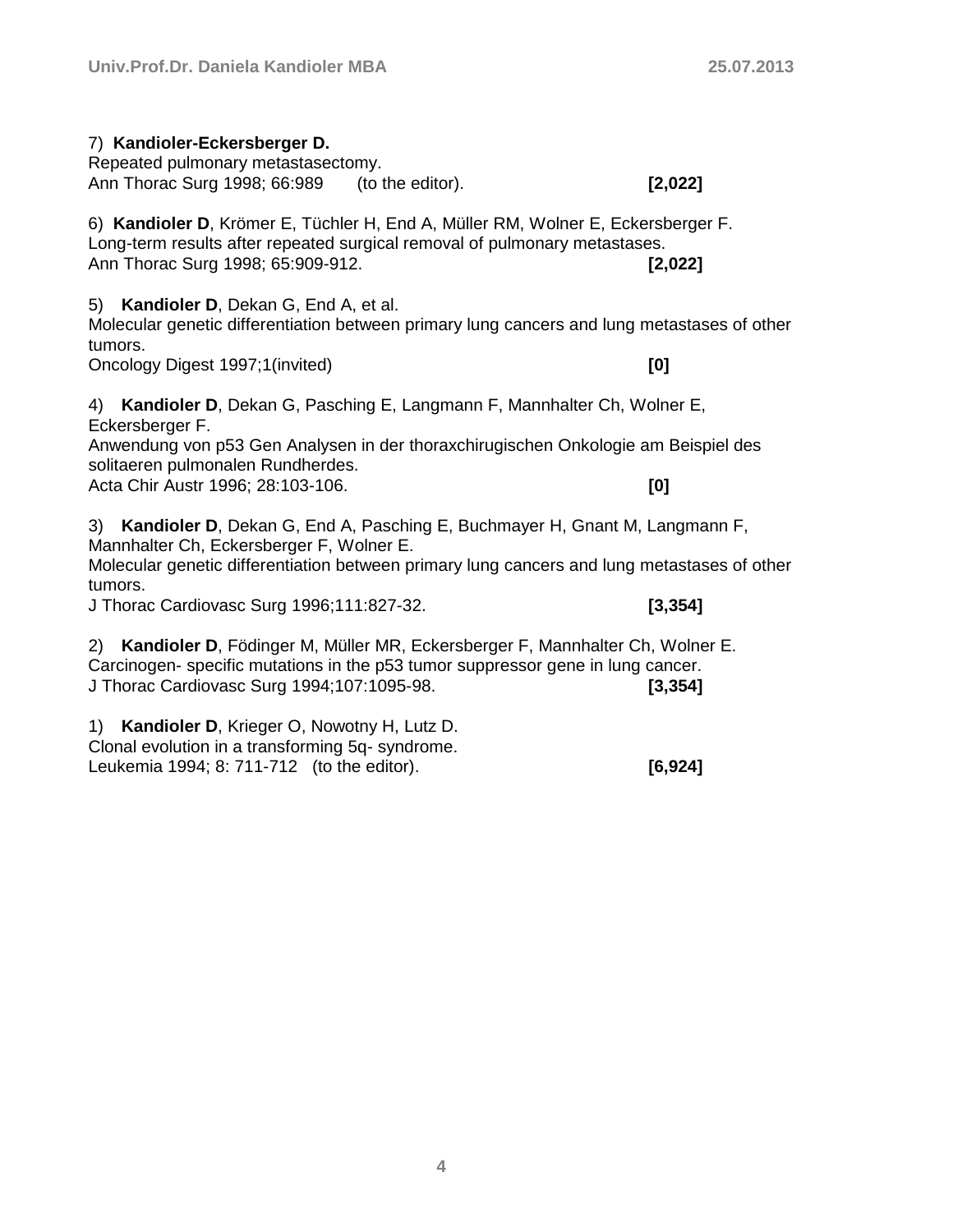7) **Kandioler-Eckersberger D.**
Repeated pulmonary metastasectomy.
Ann Thorac Surg 1998; 66:989 (to the editor). **[2,022]**

6) **Kandioler D**, Krömer E, Tüchler H, End A, Müller RM, Wolner E, Eckersberger F.
Long-term results after repeated surgical removal of pulmonary metastases.
Ann Thorac Surg 1998; 65:909-912. **[2,022]**

5) **Kandioler D**, Dekan G, End A, et al.
Molecular genetic differentiation between primary lung cancers and lung metastases of other tumors.
Oncology Digest 1997;1(invited) **[0]**

4) **Kandioler D**, Dekan G, Pasching E, Langmann F, Mannhalter Ch, Wolner E, Eckersberger F.
Anwendung von p53 Gen Analysen in der thoraxchirugischen Onkologie am Beispiel des solitaeren pulmonalen Rundherdes.
Acta Chir Austr 1996; 28:103-106. **[0]**

3) **Kandioler D**, Dekan G, End A, Pasching E, Buchmayer H, Gnant M, Langmann F, Mannhalter Ch, Eckersberger F, Wolner E.
Molecular genetic differentiation between primary lung cancers and lung metastases of other tumors.
J Thorac Cardiovasc Surg 1996;111:827-32. **[3,354]**

2) **Kandioler D**, Födinger M, Müller MR, Eckersberger F, Mannhalter Ch, Wolner E.
Carcinogen- specific mutations in the p53 tumor suppressor gene in lung cancer.
J Thorac Cardiovasc Surg 1994;107:1095-98. **[3,354]**

1) **Kandioler D**, Krieger O, Nowotny H, Lutz D.
Clonal evolution in a transforming 5q- syndrome.
Leukemia 1994; 8: 711-712 (to the editor). **[6,924]**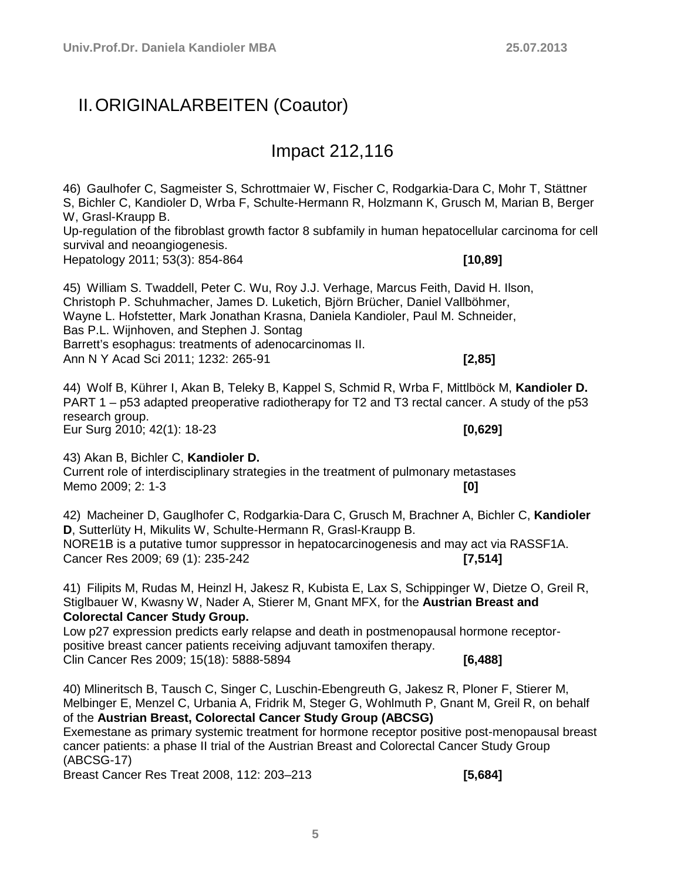## II. ORIGINALARBEITEN (Coautor)

### Impact 212,116

46) Gaulhofer C, Sagmeister S, Schrottmaier W, Fischer C, Rodgarkia-Dara C, Mohr T, Stättner S, Bichler C, Kandioler D, Wrba F, Schulte-Hermann R, Holzmann K, Grusch M, Marian B, Berger W, Grasl-Kraupp B.
Up-regulation of the fibroblast growth factor 8 subfamily in human hepatocellular carcinoma for cell survival and neoangiogenesis.
Hepatology 2011; 53(3): 854-864 **[10,89]**

45) William S. Twaddell, Peter C. Wu, Roy J.J. Verhage, Marcus Feith, David H. Ilson, Christoph P. Schuhmacher, James D. Luketich, Björn Brücher, Daniel Vallböhmer, Wayne L. Hofstetter, Mark Jonathan Krasna, Daniela Kandioler, Paul M. Schneider, Bas P.L. Wijnhoven, and Stephen J. Sontag
Barrett's esophagus: treatments of adenocarcinomas II.
Ann N Y Acad Sci 2011; 1232: 265-91 **[2,85]**

44) Wolf B, Kührer I, Akan B, Teleky B, Kappel S, Schmid R, Wrba F, Mittlböck M, **Kandioler D.**
PART 1 – p53 adapted preoperative radiotherapy for T2 and T3 rectal cancer. A study of the p53 research group.
Eur Surg 2010; 42(1): 18-23 **[0,629]**

43) Akan B, Bichler C, **Kandioler D.**
Current role of interdisciplinary strategies in the treatment of pulmonary metastases
Memo 2009; 2: 1-3 **[0]**

42) Macheiner D, Gauglhofer C, Rodgarkia-Dara C, Grusch M, Brachner A, Bichler C, **Kandioler D**, Sutterlüty H, Mikulits W, Schulte-Hermann R, Grasl-Kraupp B.
NORE1B is a putative tumor suppressor in hepatocarcinogenesis and may act via RASSF1A.
Cancer Res 2009; 69 (1): 235-242 **[7,514]**

41) Filipits M, Rudas M, Heinzl H, Jakesz R, Kubista E, Lax S, Schippinger W, Dietze O, Greil R, Stiglbauer W, Kwasny W, Nader A, Stierer M, Gnant MFX, for the **Austrian Breast and Colorectal Cancer Study Group.**
Low p27 expression predicts early relapse and death in postmenopausal hormone receptor-positive breast cancer patients receiving adjuvant tamoxifen therapy.
Clin Cancer Res 2009; 15(18): 5888-5894 **[6,488]**

40) Mlineritsch B, Tausch C, Singer C, Luschin-Ebengreuth G, Jakesz R, Ploner F, Stierer M, Melbinger E, Menzel C, Urbania A, Fridrik M, Steger G, Wohlmuth P, Gnant M, Greil R, on behalf of the **Austrian Breast, Colorectal Cancer Study Group (ABCSG)**
Exemestane as primary systemic treatment for hormone receptor positive post-menopausal breast cancer patients: a phase II trial of the Austrian Breast and Colorectal Cancer Study Group (ABCSG-17)
Breast Cancer Res Treat 2008, 112: 203–213 **[5,684]**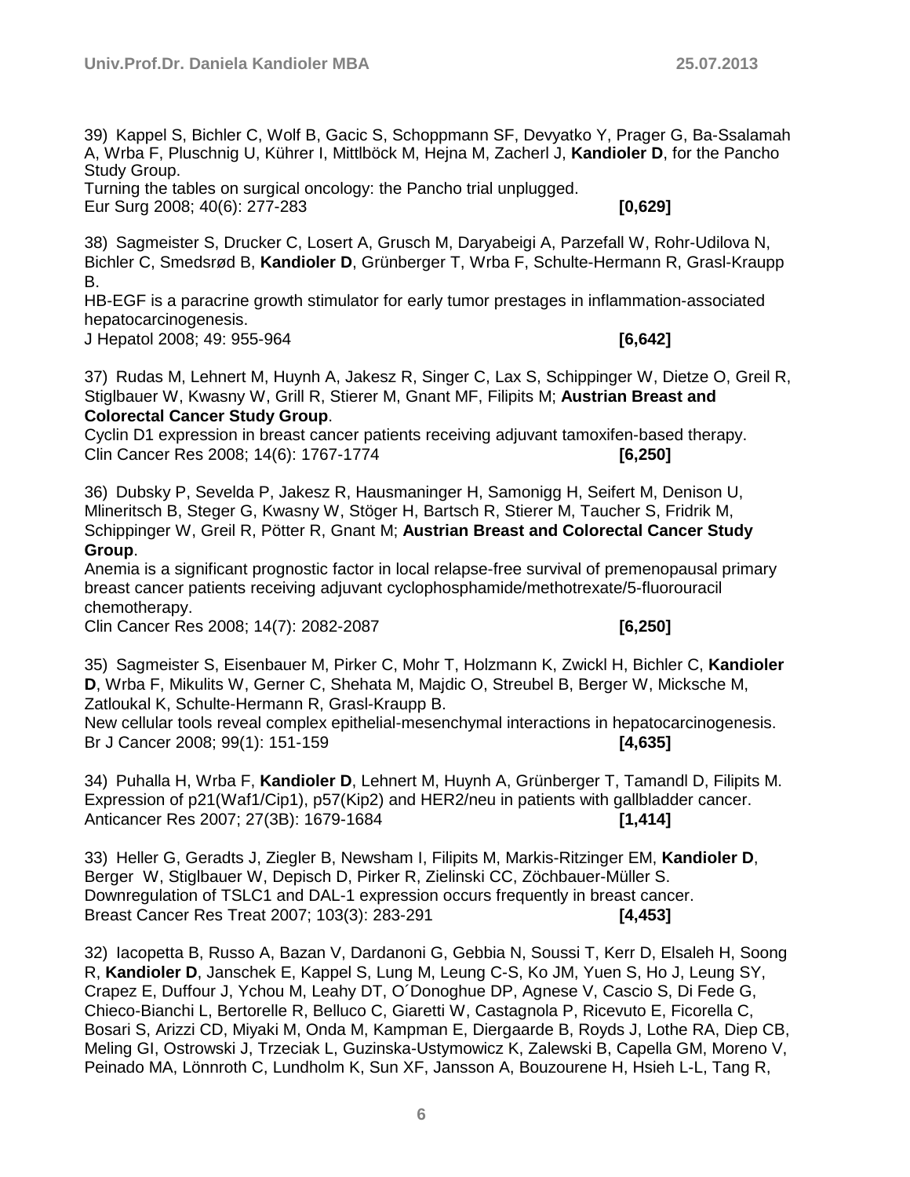39) Kappel S, Bichler C, Wolf B, Gacic S, Schoppmann SF, Devyatko Y, Prager G, Ba-Ssalamah A, Wrba F, Pluschnig U, Kührer I, Mittlböck M, Hejna M, Zacherl J, **Kandioler D**, for the Pancho Study Group.
Turning the tables on surgical oncology: the Pancho trial unplugged.
Eur Surg 2008; 40(6): 277-283 **[0,629]**

38) Sagmeister S, Drucker C, Losert A, Grusch M, Daryabeigi A, Parzefall W, Rohr-Udilova N, Bichler C, Smedsrød B, **Kandioler D**, Grünberger T, Wrba F, Schulte-Hermann R, Grasl-Kraupp B.
HB-EGF is a paracrine growth stimulator for early tumor prestages in inflammation-associated hepatocarcinogenesis.
J Hepatol 2008; 49: 955-964 **[6,642]**

37) Rudas M, Lehnert M, Huynh A, Jakesz R, Singer C, Lax S, Schippinger W, Dietze O, Greil R, Stiglbauer W, Kwasny W, Grill R, Stierer M, Gnant MF, Filipits M; **Austrian Breast and Colorectal Cancer Study Group**.
Cyclin D1 expression in breast cancer patients receiving adjuvant tamoxifen-based therapy.
Clin Cancer Res 2008; 14(6): 1767-1774 **[6,250]**

36) Dubsky P, Sevelda P, Jakesz R, Hausmaninger H, Samonigg H, Seifert M, Denison U, Mlineritsch B, Steger G, Kwasny W, Stöger H, Bartsch R, Stierer M, Taucher S, Fridrik M, Schippinger W, Greil R, Pötter R, Gnant M; **Austrian Breast and Colorectal Cancer Study Group**.
Anemia is a significant prognostic factor in local relapse-free survival of premenopausal primary breast cancer patients receiving adjuvant cyclophosphamide/methotrexate/5-fluorouracil chemotherapy.
Clin Cancer Res 2008; 14(7): 2082-2087 **[6,250]**

35) Sagmeister S, Eisenbauer M, Pirker C, Mohr T, Holzmann K, Zwickl H, Bichler C, **Kandioler D**, Wrba F, Mikulits W, Gerner C, Shehata M, Majdic O, Streubel B, Berger W, Micksche M, Zatloukal K, Schulte-Hermann R, Grasl-Kraupp B.
New cellular tools reveal complex epithelial-mesenchymal interactions in hepatocarcinogenesis.
Br J Cancer 2008; 99(1): 151-159 **[4,635]**

34) Puhalla H, Wrba F, **Kandioler D**, Lehnert M, Huynh A, Grünberger T, Tamandl D, Filipits M.
Expression of p21(Waf1/Cip1), p57(Kip2) and HER2/neu in patients with gallbladder cancer.
Anticancer Res 2007; 27(3B): 1679-1684 **[1,414]**

33) Heller G, Geradts J, Ziegler B, Newsham I, Filipits M, Markis-Ritzinger EM, **Kandioler D**, Berger W, Stiglbauer W, Depisch D, Pirker R, Zielinski CC, Zöchbauer-Müller S.
Downregulation of TSLC1 and DAL-1 expression occurs frequently in breast cancer.
Breast Cancer Res Treat 2007; 103(3): 283-291 **[4,453]**

32) Iacopetta B, Russo A, Bazan V, Dardanoni G, Gebbia N, Soussi T, Kerr D, Elsaleh H, Soong R, **Kandioler D**, Janschek E, Kappel S, Lung M, Leung C-S, Ko JM, Yuen S, Ho J, Leung SY, Crapez E, Duffour J, Ychou M, Leahy DT, O´Donoghue DP, Agnese V, Cascio S, Di Fede G, Chieco-Bianchi L, Bertorelle R, Belluco C, Giaretti W, Castagnola P, Ricevuto E, Ficorella C, Bosari S, Arizzi CD, Miyaki M, Onda M, Kampman E, Diergaarde B, Royds J, Lothe RA, Diep CB, Meling GI, Ostrowski J, Trzeciak L, Guzinska-Ustymowicz K, Zalewski B, Capella GM, Moreno V, Peinado MA, Lönnroth C, Lundholm K, Sun XF, Jansson A, Bouzourene H, Hsieh L-L, Tang R,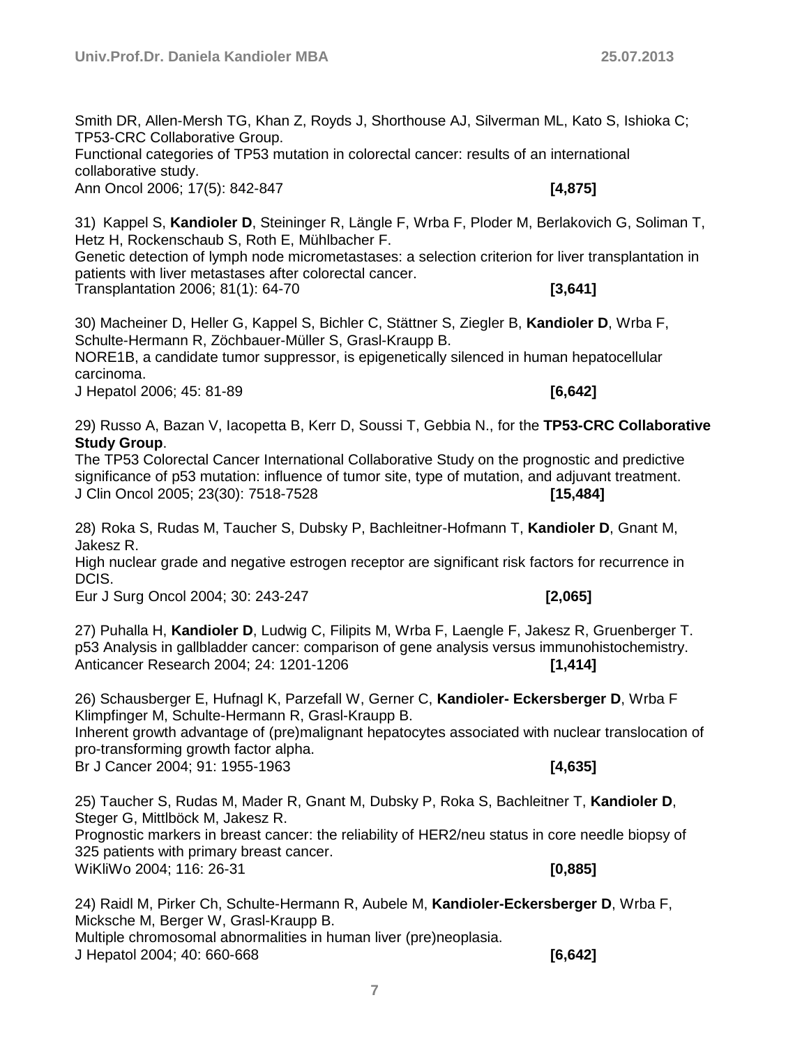Smith DR, Allen-Mersh TG, Khan Z, Royds J, Shorthouse AJ, Silverman ML, Kato S, Ishioka C; TP53-CRC Collaborative Group.
Functional categories of TP53 mutation in colorectal cancer: results of an international collaborative study.
Ann Oncol 2006; 17(5): 842-847 **[4,875]**

31) Kappel S, **Kandioler D**, Steininger R, Längle F, Wrba F, Ploder M, Berlakovich G, Soliman T, Hetz H, Rockenschaub S, Roth E, Mühlbacher F.
Genetic detection of lymph node micrometastases: a selection criterion for liver transplantation in patients with liver metastases after colorectal cancer.
Transplantation 2006; 81(1): 64-70 **[3,641]**

30) Macheiner D, Heller G, Kappel S, Bichler C, Stättner S, Ziegler B, **Kandioler D**, Wrba F, Schulte-Hermann R, Zöchbauer-Müller S, Grasl-Kraupp B.
NORE1B, a candidate tumor suppressor, is epigenetically silenced in human hepatocellular carcinoma.
J Hepatol 2006; 45: 81-89 **[6,642]**

29) Russo A, Bazan V, Iacopetta B, Kerr D, Soussi T, Gebbia N., for the **TP53-CRC Collaborative Study Group**.
The TP53 Colorectal Cancer International Collaborative Study on the prognostic and predictive significance of p53 mutation: influence of tumor site, type of mutation, and adjuvant treatment.
J Clin Oncol 2005; 23(30): 7518-7528 **[15,484]**

28) Roka S, Rudas M, Taucher S, Dubsky P, Bachleitner-Hofmann T, **Kandioler D**, Gnant M, Jakesz R.
High nuclear grade and negative estrogen receptor are significant risk factors for recurrence in DCIS.
Eur J Surg Oncol 2004; 30: 243-247 **[2,065]**

27) Puhalla H, **Kandioler D**, Ludwig C, Filipits M, Wrba F, Laengle F, Jakesz R, Gruenberger T.
p53 Analysis in gallbladder cancer: comparison of gene analysis versus immunohistochemistry.
Anticancer Research 2004; 24: 1201-1206 **[1,414]**

26) Schausberger E, Hufnagl K, Parzefall W, Gerner C, **Kandioler- Eckersberger D**, Wrba F Klimpfinger M, Schulte-Hermann R, Grasl-Kraupp B.
Inherent growth advantage of (pre)malignant hepatocytes associated with nuclear translocation of pro-transforming growth factor alpha.
Br J Cancer 2004; 91: 1955-1963 **[4,635]**

25) Taucher S, Rudas M, Mader R, Gnant M, Dubsky P, Roka S, Bachleitner T, **Kandioler D**, Steger G, Mittlböck M, Jakesz R.
Prognostic markers in breast cancer: the reliability of HER2/neu status in core needle biopsy of 325 patients with primary breast cancer.
WiKliWo 2004; 116: 26-31 **[0,885]**

24) Raidl M, Pirker Ch, Schulte-Hermann R, Aubele M, **Kandioler-Eckersberger D**, Wrba F, Micksche M, Berger W, Grasl-Kraupp B.
Multiple chromosomal abnormalities in human liver (pre)neoplasia.
J Hepatol 2004; 40: 660-668 **[6,642]**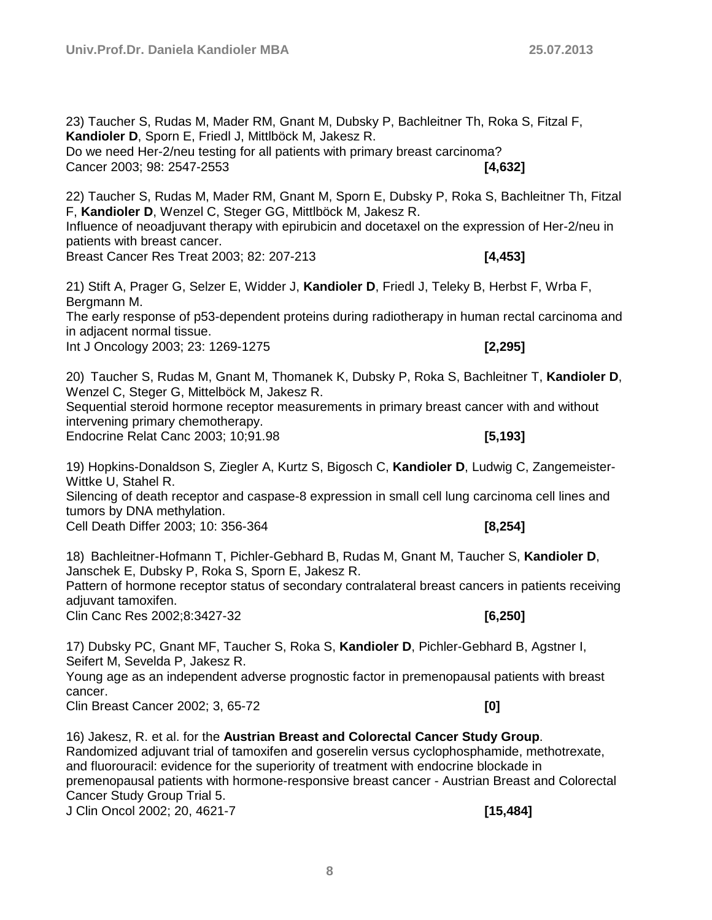23) Taucher S, Rudas M, Mader RM, Gnant M, Dubsky P, Bachleitner Th, Roka S, Fitzal F, **Kandioler D**, Sporn E, Friedl J, Mittlböck M, Jakesz R.
Do we need Her-2/neu testing for all patients with primary breast carcinoma?
Cancer 2003; 98: 2547-2553 **[4,632]**

22) Taucher S, Rudas M, Mader RM, Gnant M, Sporn E, Dubsky P, Roka S, Bachleitner Th, Fitzal F, **Kandioler D**, Wenzel C, Steger GG, Mittlböck M, Jakesz R.
Influence of neoadjuvant therapy with epirubicin and docetaxel on the expression of Her-2/neu in patients with breast cancer.
Breast Cancer Res Treat 2003; 82: 207-213 **[4,453]**

21) Stift A, Prager G, Selzer E, Widder J, **Kandioler D**, Friedl J, Teleky B, Herbst F, Wrba F, Bergmann M.
The early response of p53-dependent proteins during radiotherapy in human rectal carcinoma and in adjacent normal tissue.
Int J Oncology 2003; 23: 1269-1275 **[2,295]**

20) Taucher S, Rudas M, Gnant M, Thomanek K, Dubsky P, Roka S, Bachleitner T, **Kandioler D**, Wenzel C, Steger G, Mittelböck M, Jakesz R.
Sequential steroid hormone receptor measurements in primary breast cancer with and without intervening primary chemotherapy.
Endocrine Relat Canc 2003; 10;91.98 **[5,193]**

19) Hopkins-Donaldson S, Ziegler A, Kurtz S, Bigosch C, **Kandioler D**, Ludwig C, Zangemeister-Wittke U, Stahel R.
Silencing of death receptor and caspase-8 expression in small cell lung carcinoma cell lines and tumors by DNA methylation.
Cell Death Differ 2003; 10: 356-364 **[8,254]**

18) Bachleitner-Hofmann T, Pichler-Gebhard B, Rudas M, Gnant M, Taucher S, **Kandioler D**, Janschek E, Dubsky P, Roka S, Sporn E, Jakesz R.
Pattern of hormone receptor status of secondary contralateral breast cancers in patients receiving adjuvant tamoxifen.
Clin Canc Res 2002;8:3427-32 **[6,250]**

17) Dubsky PC, Gnant MF, Taucher S, Roka S, **Kandioler D**, Pichler-Gebhard B, Agstner I, Seifert M, Sevelda P, Jakesz R.
Young age as an independent adverse prognostic factor in premenopausal patients with breast cancer.
Clin Breast Cancer 2002; 3, 65-72 **[0]**

16) Jakesz, R. et al. for the **Austrian Breast and Colorectal Cancer Study Group**.
Randomized adjuvant trial of tamoxifen and goserelin versus cyclophosphamide, methotrexate, and fluorouracil: evidence for the superiority of treatment with endocrine blockade in premenopausal patients with hormone-responsive breast cancer - Austrian Breast and Colorectal Cancer Study Group Trial 5.
J Clin Oncol 2002; 20, 4621-7 **[15,484]**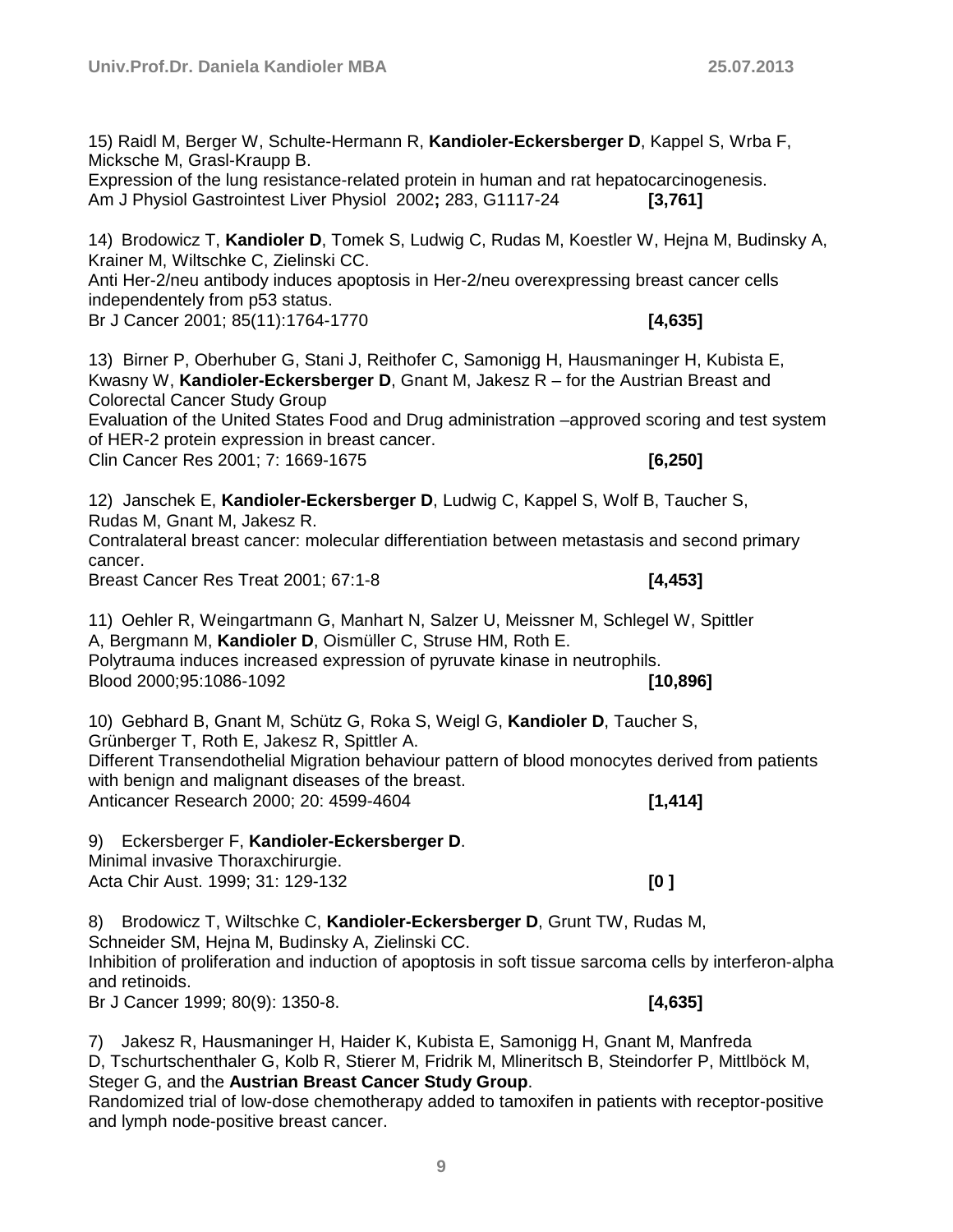15) Raidl M, Berger W, Schulte-Hermann R, **Kandioler-Eckersberger D**, Kappel S, Wrba F, Micksche M, Grasl-Kraupp B.
Expression of the lung resistance-related protein in human and rat hepatocarcinogenesis.
Am J Physiol Gastrointest Liver Physiol 2002**;** 283, G1117-24 **[3,761]**

14) Brodowicz T, **Kandioler D**, Tomek S, Ludwig C, Rudas M, Koestler W, Hejna M, Budinsky A, Krainer M, Wiltschke C, Zielinski CC.
Anti Her-2/neu antibody induces apoptosis in Her-2/neu overexpressing breast cancer cells independentely from p53 status.
Br J Cancer 2001; 85(11):1764-1770 **[4,635]**

13) Birner P, Oberhuber G, Stani J, Reithofer C, Samonigg H, Hausmaninger H, Kubista E, Kwasny W, **Kandioler-Eckersberger D**, Gnant M, Jakesz R – for the Austrian Breast and Colorectal Cancer Study Group
Evaluation of the United States Food and Drug administration –approved scoring and test system of HER-2 protein expression in breast cancer.
Clin Cancer Res 2001; 7: 1669-1675 **[6,250]**

12) Janschek E, **Kandioler-Eckersberger D**, Ludwig C, Kappel S, Wolf B, Taucher S, Rudas M, Gnant M, Jakesz R.
Contralateral breast cancer: molecular differentiation between metastasis and second primary cancer.
Breast Cancer Res Treat 2001; 67:1-8 **[4,453]**

11) Oehler R, Weingartmann G, Manhart N, Salzer U, Meissner M, Schlegel W, Spittler A, Bergmann M, **Kandioler D**, Oismüller C, Struse HM, Roth E.
Polytrauma induces increased expression of pyruvate kinase in neutrophils.
Blood 2000;95:1086-1092 **[10,896]**

10) Gebhard B, Gnant M, Schütz G, Roka S, Weigl G, **Kandioler D**, Taucher S, Grünberger T, Roth E, Jakesz R, Spittler A.
Different Transendothelial Migration behaviour pattern of blood monocytes derived from patients with benign and malignant diseases of the breast.
Anticancer Research 2000; 20: 4599-4604 **[1,414]**

9) Eckersberger F, **Kandioler-Eckersberger D**.
Minimal invasive Thoraxchirurgie.
Acta Chir Aust. 1999; 31: 129-132 **[0 ]**

8) Brodowicz T, Wiltschke C, **Kandioler-Eckersberger D**, Grunt TW, Rudas M, Schneider SM, Hejna M, Budinsky A, Zielinski CC.
Inhibition of proliferation and induction of apoptosis in soft tissue sarcoma cells by interferon-alpha and retinoids.
Br J Cancer 1999; 80(9): 1350-8. **[4,635]**

7) Jakesz R, Hausmaninger H, Haider K, Kubista E, Samonigg H, Gnant M, Manfreda D, Tschurtschenthaler G, Kolb R, Stierer M, Fridrik M, Mlineritsch B, Steindorfer P, Mittlböck M, Steger G, and the **Austrian Breast Cancer Study Group**.
Randomized trial of low-dose chemotherapy added to tamoxifen in patients with receptor-positive and lymph node-positive breast cancer.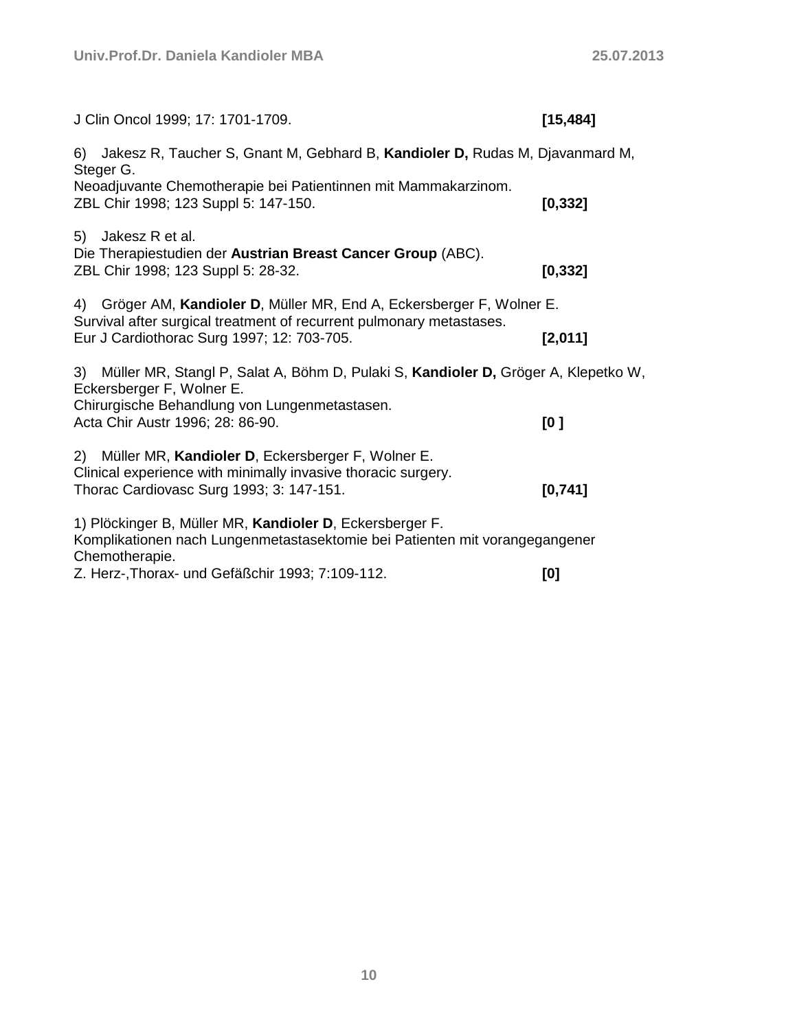J Clin Oncol 1999; 17: 1701-1709. **[15,484]**

6) Jakesz R, Taucher S, Gnant M, Gebhard B, **Kandioler D,** Rudas M, Djavanmard M, Steger G.
Neoadjuvante Chemotherapie bei Patientinnen mit Mammakarzinom.
ZBL Chir 1998; 123 Suppl 5: 147-150. **[0,332]**

5) Jakesz R et al.
Die Therapiestudien der **Austrian Breast Cancer Group** (ABC).
ZBL Chir 1998; 123 Suppl 5: 28-32. **[0,332]**

4) Gröger AM, **Kandioler D**, Müller MR, End A, Eckersberger F, Wolner E.
Survival after surgical treatment of recurrent pulmonary metastases.
Eur J Cardiothorac Surg 1997; 12: 703-705. **[2,011]**

3) Müller MR, Stangl P, Salat A, Böhm D, Pulaki S, **Kandioler D,** Gröger A, Klepetko W, Eckersberger F, Wolner E.
Chirurgische Behandlung von Lungenmetastasen.
Acta Chir Austr 1996; 28: 86-90. **[0 ]**

2) Müller MR, **Kandioler D**, Eckersberger F, Wolner E.
Clinical experience with minimally invasive thoracic surgery.
Thorac Cardiovasc Surg 1993; 3: 147-151. **[0,741]**

1) Plöckinger B, Müller MR, **Kandioler D**, Eckersberger F.
Komplikationen nach Lungenmetastasektomie bei Patienten mit vorangegangener Chemotherapie.
Z. Herz-,Thorax- und Gefäßchir 1993; 7:109-112. **[0]**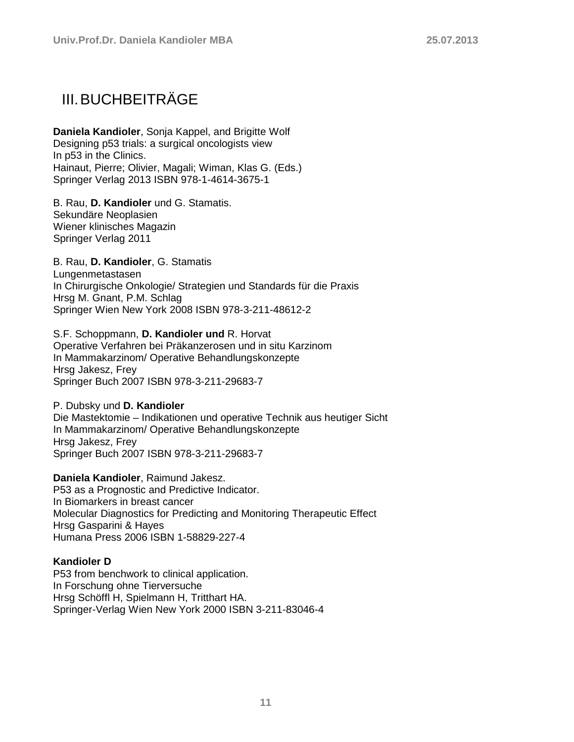# III. BUCHBEITRÄGE

**Daniela Kandioler**, Sonja Kappel, and Brigitte Wolf
Designing p53 trials: a surgical oncologists view
In p53 in the Clinics.
Hainaut, Pierre; Olivier, Magali; Wiman, Klas G. (Eds.)
Springer Verlag 2013 ISBN 978-1-4614-3675-1

B. Rau, **D. Kandioler** und G. Stamatis.
Sekundäre Neoplasien
Wiener klinisches Magazin
Springer Verlag 2011

B. Rau, **D. Kandioler**, G. Stamatis
Lungenmetastasen
In Chirurgische Onkologie/ Strategien und Standards für die Praxis
Hrsg M. Gnant, P.M. Schlag
Springer Wien New York 2008 ISBN 978-3-211-48612-2

S.F. Schoppmann, **D. Kandioler und** R. Horvat
Operative Verfahren bei Präkanzerosen und in situ Karzinom
In Mammakarzinom/ Operative Behandlungskonzepte
Hrsg Jakesz, Frey
Springer Buch 2007 ISBN 978-3-211-29683-7

P. Dubsky und **D. Kandioler**
Die Mastektomie – Indikationen und operative Technik aus heutiger Sicht
In Mammakarzinom/ Operative Behandlungskonzepte
Hrsg Jakesz, Frey
Springer Buch 2007 ISBN 978-3-211-29683-7

**Daniela Kandioler**, Raimund Jakesz.
P53 as a Prognostic and Predictive Indicator.
In Biomarkers in breast cancer
Molecular Diagnostics for Predicting and Monitoring Therapeutic Effect
Hrsg Gasparini & Hayes
Humana Press 2006 ISBN 1-58829-227-4

**Kandioler D**
P53 from benchwork to clinical application.
In Forschung ohne Tierversuche
Hrsg Schöffl H, Spielmann H, Tritthart HA.
Springer-Verlag Wien New York 2000 ISBN 3-211-83046-4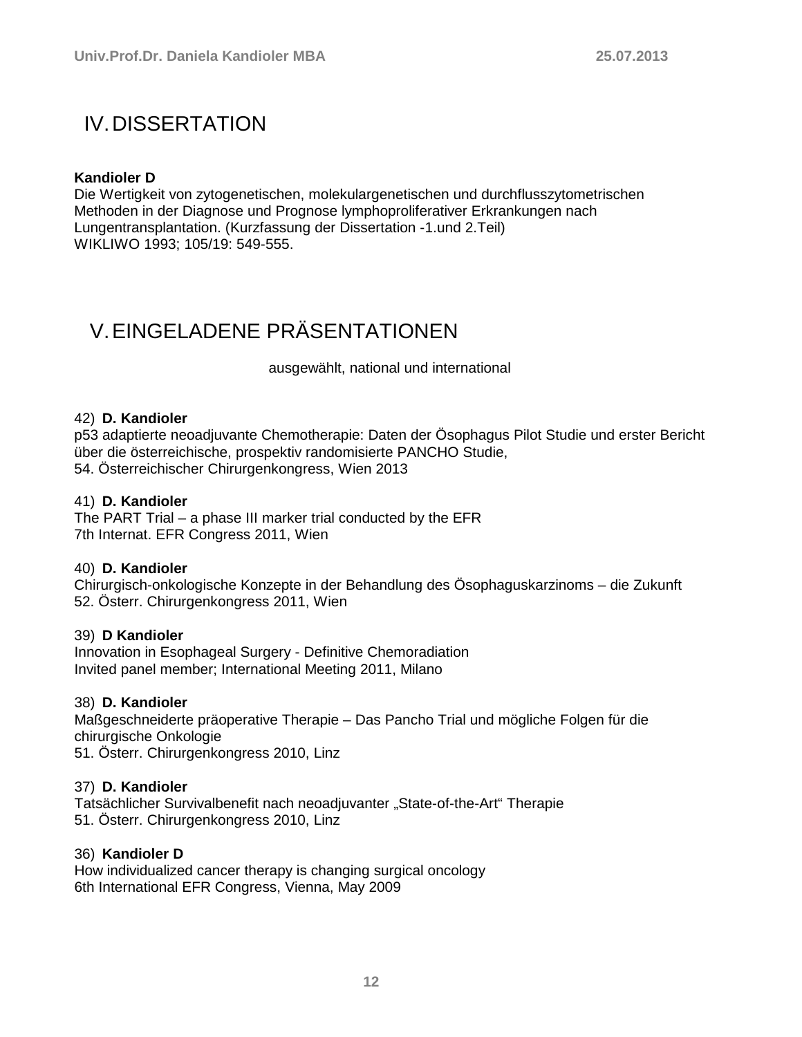# IV. DISSERTATION

**Kandioler D**
Die Wertigkeit von zytogenetischen, molekulargenetischen und durchflusszytometrischen Methoden in der Diagnose und Prognose lymphoproliferativer Erkrankungen nach Lungentransplantation. (Kurzfassung der Dissertation -1.und 2.Teil)
WIKLIWO 1993; 105/19: 549-555.

# V. EINGELADENE PRÄSENTATIONEN

ausgewählt, national und international

42) **D. Kandioler**
p53 adaptierte neoadjuvante Chemotherapie: Daten der Ösophagus Pilot Studie und erster Bericht über die österreichische, prospektiv randomisierte PANCHO Studie,
54. Österreichischer Chirurgenkongress, Wien 2013

41) **D. Kandioler**
The PART Trial – a phase III marker trial conducted by the EFR
7th Internat. EFR Congress 2011, Wien

40) **D. Kandioler**
Chirurgisch-onkologische Konzepte in der Behandlung des Ösophaguskarzinoms – die Zukunft
52. Österr. Chirurgenkongress 2011, Wien

39) **D Kandioler**
Innovation in Esophageal Surgery - Definitive Chemoradiation
Invited panel member; International Meeting 2011, Milano

38) **D. Kandioler**
Maßgeschneiderte präoperative Therapie – Das Pancho Trial und mögliche Folgen für die chirurgische Onkologie
51. Österr. Chirurgenkongress 2010, Linz

37) **D. Kandioler**
Tatsächlicher Survivalbenefit nach neoadjuvanter „State-of-the-Art“ Therapie
51. Österr. Chirurgenkongress 2010, Linz

36) **Kandioler D**
How individualized cancer therapy is changing surgical oncology
6th International EFR Congress, Vienna, May 2009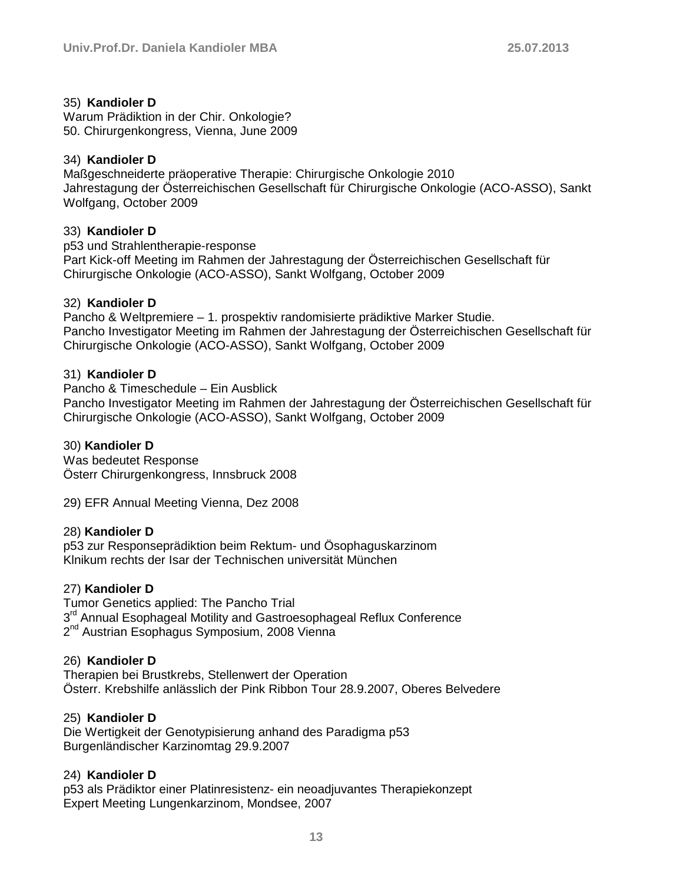35) **Kandioler D**
Warum Prädiktion in der Chir. Onkologie?
50. Chirurgenkongress, Vienna, June 2009

34) **Kandioler D**
Maßgeschneiderte präoperative Therapie: Chirurgische Onkologie 2010
Jahrestagung der Österreichischen Gesellschaft für Chirurgische Onkologie (ACO-ASSO), Sankt Wolfgang, October 2009

33) **Kandioler D**
p53 und Strahlentherapie-response
Part Kick-off Meeting im Rahmen der Jahrestagung der Österreichischen Gesellschaft für Chirurgische Onkologie (ACO-ASSO), Sankt Wolfgang, October 2009

32) **Kandioler D**
Pancho & Weltpremiere – 1. prospektiv randomisierte prädiktive Marker Studie.
Pancho Investigator Meeting im Rahmen der Jahrestagung der Österreichischen Gesellschaft für Chirurgische Onkologie (ACO-ASSO), Sankt Wolfgang, October 2009

31) **Kandioler D**
Pancho & Timeschedule – Ein Ausblick
Pancho Investigator Meeting im Rahmen der Jahrestagung der Österreichischen Gesellschaft für Chirurgische Onkologie (ACO-ASSO), Sankt Wolfgang, October 2009

30) **Kandioler D**
Was bedeutet Response
Österr Chirurgenkongress, Innsbruck 2008

29) EFR Annual Meeting Vienna, Dez 2008

28) **Kandioler D**
p53 zur Responseprädiktion beim Rektum- und Ösophaguskarzinom
Klnikum rechts der Isar der Technischen universität München

27) **Kandioler D**
Tumor Genetics applied: The Pancho Trial
3rd Annual Esophageal Motility and Gastroesophageal Reflux Conference
2nd Austrian Esophagus Symposium, 2008 Vienna

26) **Kandioler D**
Therapien bei Brustkrebs, Stellenwert der Operation
Österr. Krebshilfe anlässlich der Pink Ribbon Tour 28.9.2007, Oberes Belvedere

25) **Kandioler D**
Die Wertigkeit der Genotypisierung anhand des Paradigma p53
Burgenländischer Karzinomtag 29.9.2007

24) **Kandioler D**
p53 als Prädiktor einer Platinresistenz- ein neoadjuvantes Therapiekonzept
Expert Meeting Lungenkarzinom, Mondsee, 2007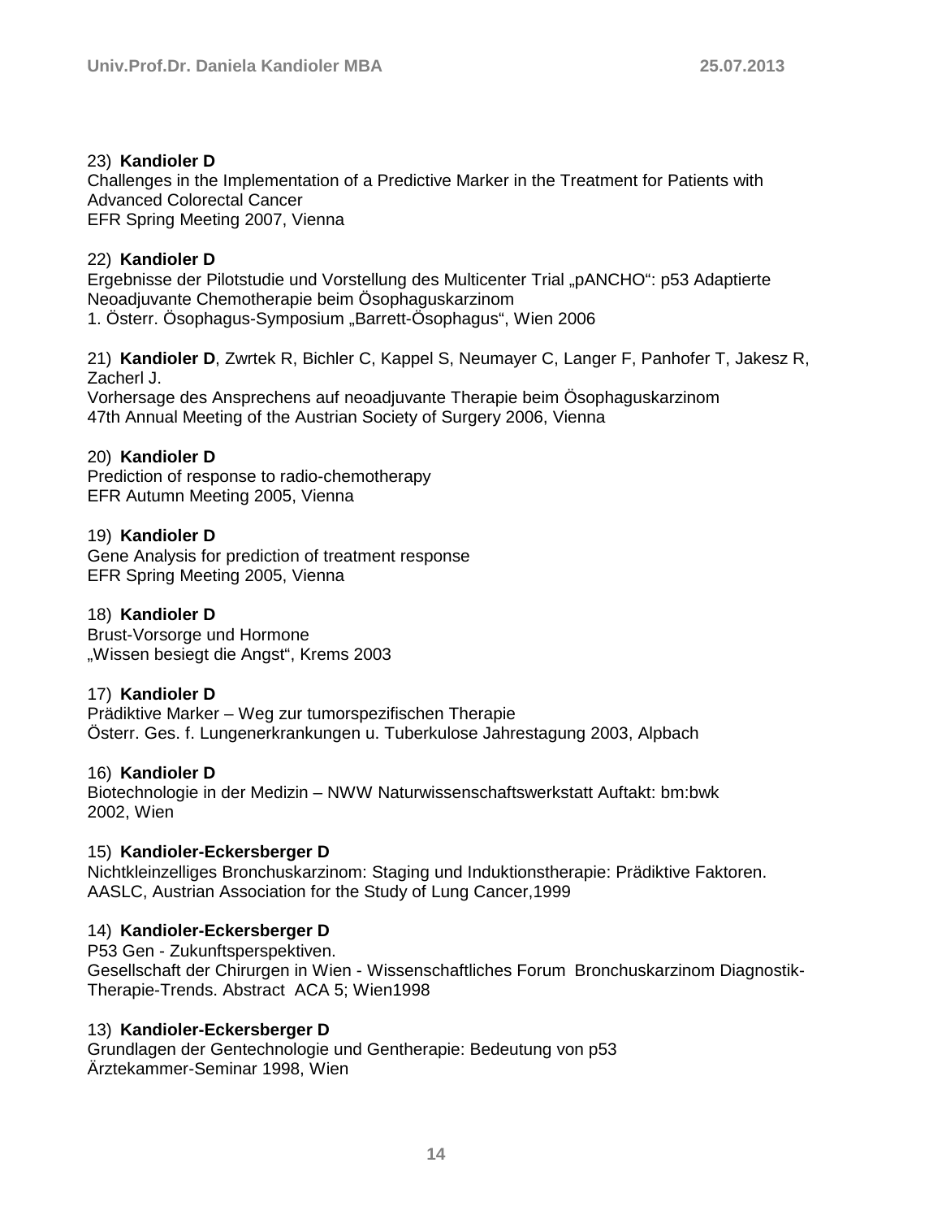23) **Kandioler D**
Challenges in the Implementation of a Predictive Marker in the Treatment for Patients with Advanced Colorectal Cancer
EFR Spring Meeting 2007, Vienna

22) **Kandioler D**
Ergebnisse der Pilotstudie und Vorstellung des Multicenter Trial „pANCHO": p53 Adaptierte Neoadjuvante Chemotherapie beim Ösophaguskarzinom
1. Österr. Ösophagus-Symposium „Barrett-Ösophagus", Wien 2006

21) **Kandioler D**, Zwrtek R, Bichler C, Kappel S, Neumayer C, Langer F, Panhofer T, Jakesz R, Zacherl J.
Vorhersage des Ansprechens auf neoadjuvante Therapie beim Ösophaguskarzinom
47th Annual Meeting of the Austrian Society of Surgery 2006, Vienna

20) **Kandioler D**
Prediction of response to radio-chemotherapy
EFR Autumn Meeting 2005, Vienna

19) **Kandioler D**
Gene Analysis for prediction of treatment response
EFR Spring Meeting 2005, Vienna

18) **Kandioler D**
Brust-Vorsorge und Hormone
„Wissen besiegt die Angst", Krems 2003

17) **Kandioler D**
Prädiktive Marker – Weg zur tumorspezifischen Therapie
Österr. Ges. f. Lungenerkrankungen u. Tuberkulose Jahrestagung 2003, Alpbach

16) **Kandioler D**
Biotechnologie in der Medizin – NWW Naturwissenschaftswerkstatt Auftakt: bm:bwk
2002, Wien

15) **Kandioler-Eckersberger D**
Nichtkleinzelliges Bronchuskarzinom: Staging und Induktionstherapie: Prädiktive Faktoren.
AASLC, Austrian Association for the Study of Lung Cancer,1999

14) **Kandioler-Eckersberger D**
P53 Gen - Zukunftsperspektiven.
Gesellschaft der Chirurgen in Wien - Wissenschaftliches Forum Bronchuskarzinom Diagnostik-Therapie-Trends. Abstract ACA 5; Wien1998

13) **Kandioler-Eckersberger D**
Grundlagen der Gentechnologie und Gentherapie: Bedeutung von p53
Ärztekammer-Seminar 1998, Wien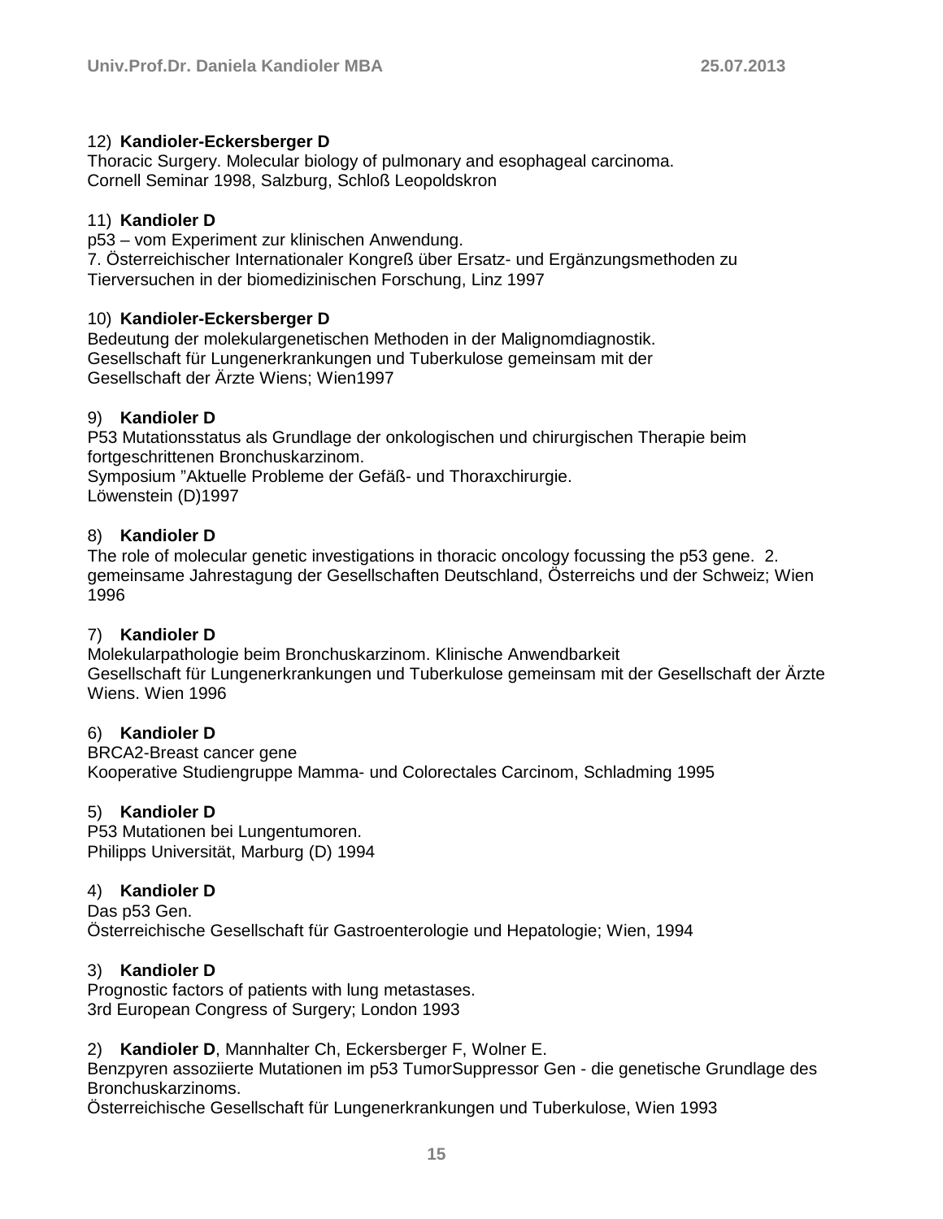12) **Kandioler-Eckersberger D**
Thoracic Surgery. Molecular biology of pulmonary and esophageal carcinoma.
Cornell Seminar 1998, Salzburg, Schloß Leopoldskron

11) **Kandioler D**
p53 – vom Experiment zur klinischen Anwendung.
7. Österreichischer Internationaler Kongreß über Ersatz- und Ergänzungsmethoden zu Tierversuchen in der biomedizinischen Forschung, Linz 1997

10) **Kandioler-Eckersberger D**
Bedeutung der molekulargenetischen Methoden in der Malignomdiagnostik.
Gesellschaft für Lungenerkrankungen und Tuberkulose gemeinsam mit der Gesellschaft der Ärzte Wiens; Wien1997

9) **Kandioler D**
P53 Mutationsstatus als Grundlage der onkologischen und chirurgischen Therapie beim fortgeschrittenen Bronchuskarzinom.
Symposium "Aktuelle Probleme der Gefäß- und Thoraxchirurgie.
Löwenstein (D)1997

8) **Kandioler D**
The role of molecular genetic investigations in thoracic oncology focussing the p53 gene. 2. gemeinsame Jahrestagung der Gesellschaften Deutschland, Österreichs und der Schweiz; Wien 1996

7) **Kandioler D**
Molekularpathologie beim Bronchuskarzinom. Klinische Anwendbarkeit
Gesellschaft für Lungenerkrankungen und Tuberkulose gemeinsam mit der Gesellschaft der Ärzte Wiens. Wien 1996

6) **Kandioler D**
BRCA2-Breast cancer gene
Kooperative Studiengruppe Mamma- und Colorectales Carcinom, Schladming 1995

5) **Kandioler D**
P53 Mutationen bei Lungentumoren.
Philipps Universität, Marburg (D) 1994

4) **Kandioler D**
Das p53 Gen.
Österreichische Gesellschaft für Gastroenterologie und Hepatologie; Wien, 1994

3) **Kandioler D**
Prognostic factors of patients with lung metastases.
3rd European Congress of Surgery; London 1993

2) **Kandioler D**, Mannhalter Ch, Eckersberger F, Wolner E.
Benzpyren assoziierte Mutationen im p53 TumorSuppressor Gen - die genetische Grundlage des Bronchuskarzinoms.
Österreichische Gesellschaft für Lungenerkrankungen und Tuberkulose, Wien 1993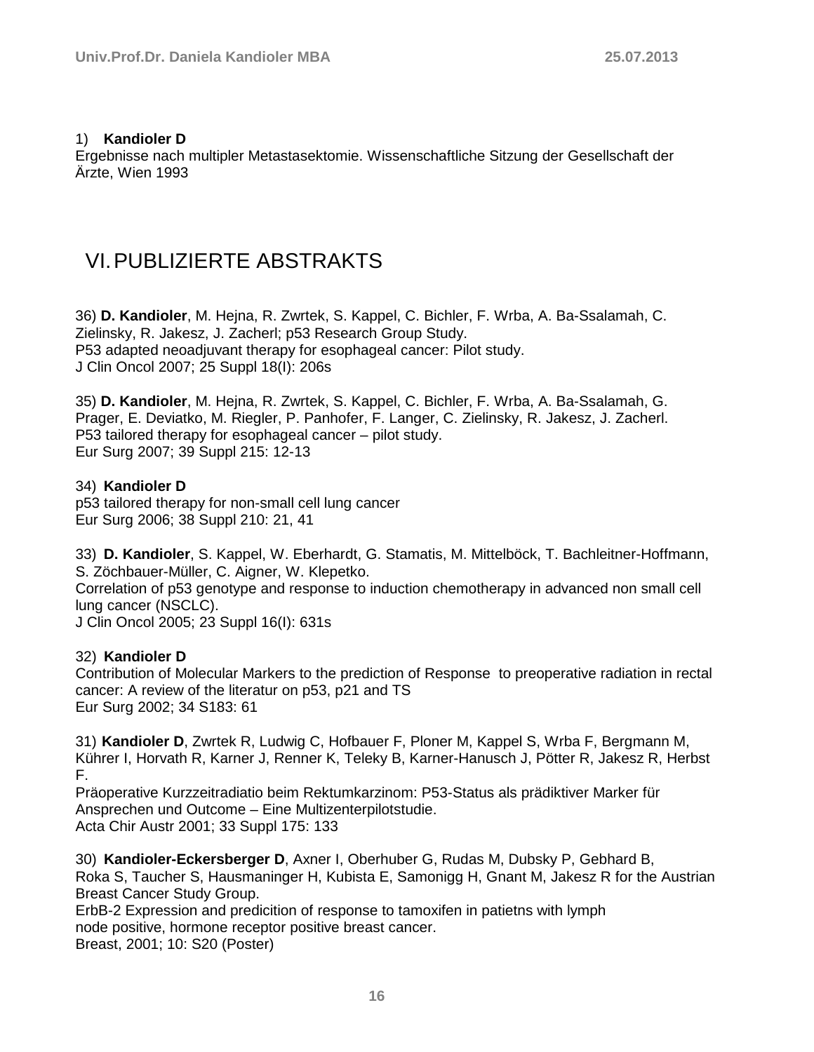1) **Kandioler D**
Ergebnisse nach multipler Metastasektomie. Wissenschaftliche Sitzung der Gesellschaft der Ärzte, Wien 1993

# VI. PUBLIZIERTE ABSTRAKTS

36) **D. Kandioler**, M. Hejna, R. Zwrtek, S. Kappel, C. Bichler, F. Wrba, A. Ba-Ssalamah, C. Zielinsky, R. Jakesz, J. Zacherl; p53 Research Group Study.
P53 adapted neoadjuvant therapy for esophageal cancer: Pilot study.
J Clin Oncol 2007; 25 Suppl 18(I): 206s

35) **D. Kandioler**, M. Hejna, R. Zwrtek, S. Kappel, C. Bichler, F. Wrba, A. Ba-Ssalamah, G. Prager, E. Deviatko, M. Riegler, P. Panhofer, F. Langer, C. Zielinsky, R. Jakesz, J. Zacherl.
P53 tailored therapy for esophageal cancer – pilot study.
Eur Surg 2007; 39 Suppl 215: 12-13

34) **Kandioler D**
p53 tailored therapy for non-small cell lung cancer
Eur Surg 2006; 38 Suppl 210: 21, 41

33) **D. Kandioler**, S. Kappel, W. Eberhardt, G. Stamatis, M. Mittelböck, T. Bachleitner-Hoffmann, S. Zöchbauer-Müller, C. Aigner, W. Klepetko.
Correlation of p53 genotype and response to induction chemotherapy in advanced non small cell lung cancer (NSCLC).
J Clin Oncol 2005; 23 Suppl 16(I): 631s

32) **Kandioler D**
Contribution of Molecular Markers to the prediction of Response to preoperative radiation in rectal cancer: A review of the literatur on p53, p21 and TS
Eur Surg 2002; 34 S183: 61

31) **Kandioler D**, Zwrtek R, Ludwig C, Hofbauer F, Ploner M, Kappel S, Wrba F, Bergmann M, Kührer I, Horvath R, Karner J, Renner K, Teleky B, Karner-Hanusch J, Pötter R, Jakesz R, Herbst F.
Präoperative Kurzzeitradiatio beim Rektumkarzinom: P53-Status als prädiktiver Marker für Ansprechen und Outcome – Eine Multizenterpilotstudie.
Acta Chir Austr 2001; 33 Suppl 175: 133

30) **Kandioler-Eckersberger D**, Axner I, Oberhuber G, Rudas M, Dubsky P, Gebhard B, Roka S, Taucher S, Hausmaninger H, Kubista E, Samonigg H, Gnant M, Jakesz R for the Austrian Breast Cancer Study Group.
ErbB-2 Expression and predicition of response to tamoxifen in patietns with lymph node positive, hormone receptor positive breast cancer.
Breast, 2001; 10: S20 (Poster)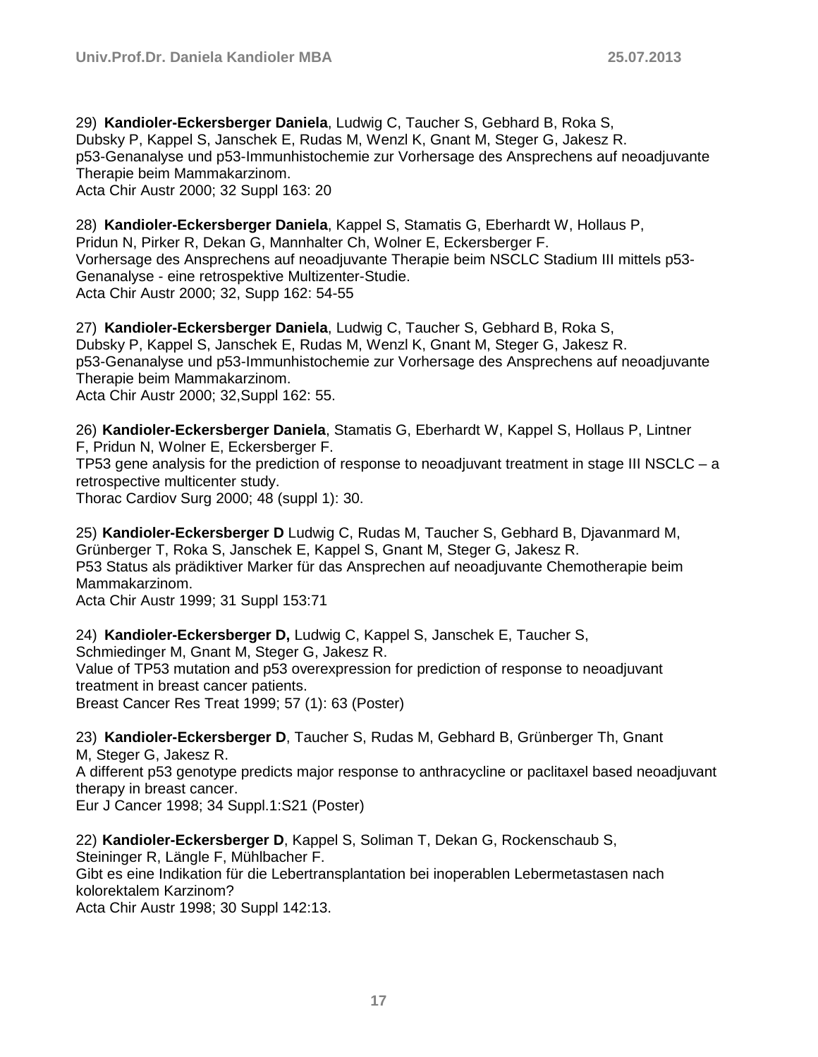29) **Kandioler-Eckersberger Daniela**, Ludwig C, Taucher S, Gebhard B, Roka S, Dubsky P, Kappel S, Janschek E, Rudas M, Wenzl K, Gnant M, Steger G, Jakesz R.
p53-Genanalyse und p53-Immunhistochemie zur Vorhersage des Ansprechens auf neoadjuvante Therapie beim Mammakarzinom.
Acta Chir Austr 2000; 32 Suppl 163: 20

28) **Kandioler-Eckersberger Daniela**, Kappel S, Stamatis G, Eberhardt W, Hollaus P, Pridun N, Pirker R, Dekan G, Mannhalter Ch, Wolner E, Eckersberger F.
Vorhersage des Ansprechens auf neoadjuvante Therapie beim NSCLC Stadium III mittels p53-Genanalyse - eine retrospektive Multizenter-Studie.
Acta Chir Austr 2000; 32, Supp 162: 54-55

27) **Kandioler-Eckersberger Daniela**, Ludwig C, Taucher S, Gebhard B, Roka S, Dubsky P, Kappel S, Janschek E, Rudas M, Wenzl K, Gnant M, Steger G, Jakesz R.
p53-Genanalyse und p53-Immunhistochemie zur Vorhersage des Ansprechens auf neoadjuvante Therapie beim Mammakarzinom.
Acta Chir Austr 2000; 32,Suppl 162: 55.

26) **Kandioler-Eckersberger Daniela**, Stamatis G, Eberhardt W, Kappel S, Hollaus P, Lintner F, Pridun N, Wolner E, Eckersberger F.
TP53 gene analysis for the prediction of response to neoadjuvant treatment in stage III NSCLC – a retrospective multicenter study.
Thorac Cardiov Surg 2000; 48 (suppl 1): 30.

25) **Kandioler-Eckersberger D** Ludwig C, Rudas M, Taucher S, Gebhard B, Djavanmard M, Grünberger T, Roka S, Janschek E, Kappel S, Gnant M, Steger G, Jakesz R.
P53 Status als prädiktiver Marker für das Ansprechen auf neoadjuvante Chemotherapie beim Mammakarzinom.
Acta Chir Austr 1999; 31 Suppl 153:71

24) **Kandioler-Eckersberger D,** Ludwig C, Kappel S, Janschek E, Taucher S, Schmiedinger M, Gnant M, Steger G, Jakesz R.
Value of TP53 mutation and p53 overexpression for prediction of response to neoadjuvant treatment in breast cancer patients.
Breast Cancer Res Treat 1999; 57 (1): 63 (Poster)

23) **Kandioler-Eckersberger D**, Taucher S, Rudas M, Gebhard B, Grünberger Th, Gnant M, Steger G, Jakesz R.
A different p53 genotype predicts major response to anthracycline or paclitaxel based neoadjuvant therapy in breast cancer.
Eur J Cancer 1998; 34 Suppl.1:S21 (Poster)

22) **Kandioler-Eckersberger D**, Kappel S, Soliman T, Dekan G, Rockenschaub S, Steininger R, Längle F, Mühlbacher F.
Gibt es eine Indikation für die Lebertransplantation bei inoperablen Lebermetastasen nach kolorektalem Karzinom?
Acta Chir Austr 1998; 30 Suppl 142:13.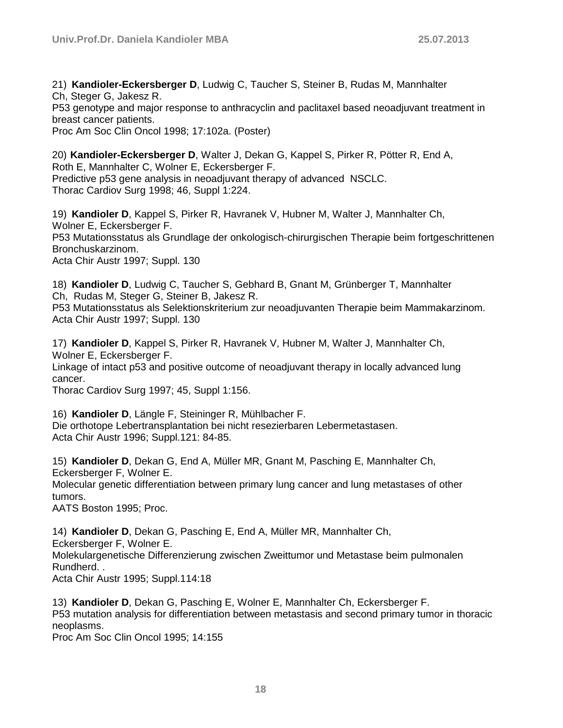21) **Kandioler-Eckersberger D**, Ludwig C, Taucher S, Steiner B, Rudas M, Mannhalter Ch, Steger G, Jakesz R.
P53 genotype and major response to anthracyclin and paclitaxel based neoadjuvant treatment in breast cancer patients.
Proc Am Soc Clin Oncol 1998; 17:102a. (Poster)

20) **Kandioler-Eckersberger D**, Walter J, Dekan G, Kappel S, Pirker R, Pötter R, End A, Roth E, Mannhalter C, Wolner E, Eckersberger F.
Predictive p53 gene analysis in neoadjuvant therapy of advanced NSCLC.
Thorac Cardiov Surg 1998; 46, Suppl 1:224.

19) **Kandioler D**, Kappel S, Pirker R, Havranek V, Hubner M, Walter J, Mannhalter Ch, Wolner E, Eckersberger F.
P53 Mutationsstatus als Grundlage der onkologisch-chirurgischen Therapie beim fortgeschrittenen Bronchuskarzinom.
Acta Chir Austr 1997; Suppl. 130

18) **Kandioler D**, Ludwig C, Taucher S, Gebhard B, Gnant M, Grünberger T, Mannhalter Ch, Rudas M, Steger G, Steiner B, Jakesz R.
P53 Mutationsstatus als Selektionskriterium zur neoadjuvanten Therapie beim Mammakarzinom.
Acta Chir Austr 1997; Suppl. 130

17) **Kandioler D**, Kappel S, Pirker R, Havranek V, Hubner M, Walter J, Mannhalter Ch, Wolner E, Eckersberger F.
Linkage of intact p53 and positive outcome of neoadjuvant therapy in locally advanced lung cancer.
Thorac Cardiov Surg 1997; 45, Suppl 1:156.

16) **Kandioler D**, Längle F, Steininger R, Mühlbacher F.
Die orthotope Lebertransplantation bei nicht resezierbaren Lebermetastasen.
Acta Chir Austr 1996; Suppl.121: 84-85.

15) **Kandioler D**, Dekan G, End A, Müller MR, Gnant M, Pasching E, Mannhalter Ch, Eckersberger F, Wolner E.
Molecular genetic differentiation between primary lung cancer and lung metastases of other tumors.
AATS Boston 1995; Proc.

14) **Kandioler D**, Dekan G, Pasching E, End A, Müller MR, Mannhalter Ch, Eckersberger F, Wolner E.
Molekulargenetische Differenzierung zwischen Zweittumor und Metastase beim pulmonalen Rundherd. .
Acta Chir Austr 1995; Suppl.114:18

13) **Kandioler D**, Dekan G, Pasching E, Wolner E, Mannhalter Ch, Eckersberger F.
P53 mutation analysis for differentiation between metastasis and second primary tumor in thoracic neoplasms.
Proc Am Soc Clin Oncol 1995; 14:155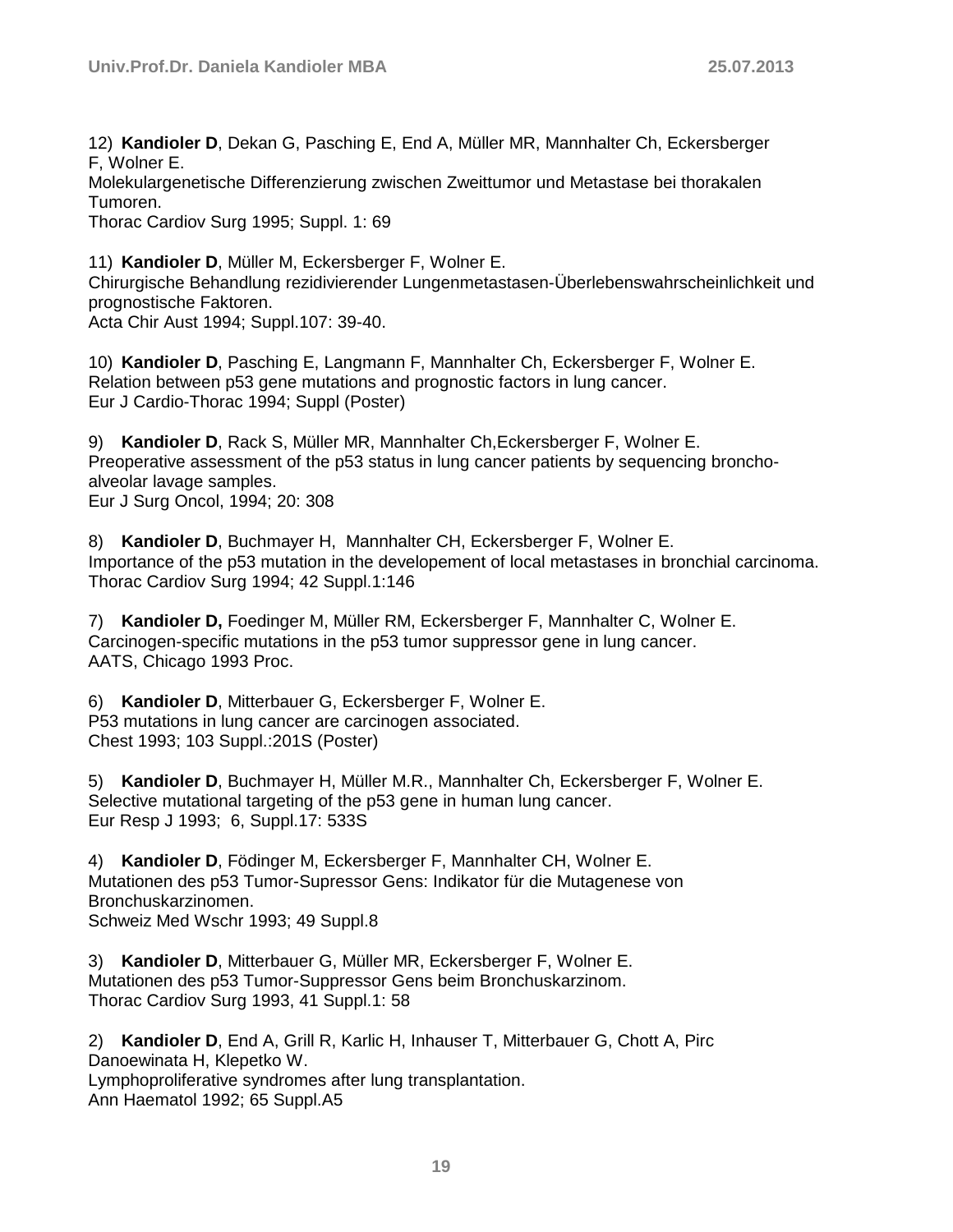12) **Kandioler D**, Dekan G, Pasching E, End A, Müller MR, Mannhalter Ch, Eckersberger F, Wolner E.
Molekulargenetische Differenzierung zwischen Zweittumor und Metastase bei thorakalen Tumoren.
Thorac Cardiov Surg 1995; Suppl. 1: 69

11) **Kandioler D**, Müller M, Eckersberger F, Wolner E.
Chirurgische Behandlung rezidivierender Lungenmetastasen-Überlebenswahrscheinlichkeit und prognostische Faktoren.
Acta Chir Aust 1994; Suppl.107: 39-40.

10) **Kandioler D**, Pasching E, Langmann F, Mannhalter Ch, Eckersberger F, Wolner E.
Relation between p53 gene mutations and prognostic factors in lung cancer.
Eur J Cardio-Thorac 1994; Suppl (Poster)

9) **Kandioler D**, Rack S, Müller MR, Mannhalter Ch,Eckersberger F, Wolner E.
Preoperative assessment of the p53 status in lung cancer patients by sequencing broncho-alveolar lavage samples.
Eur J Surg Oncol, 1994; 20: 308

8) **Kandioler D**, Buchmayer H, Mannhalter CH, Eckersberger F, Wolner E.
Importance of the p53 mutation in the developement of local metastases in bronchial carcinoma.
Thorac Cardiov Surg 1994; 42 Suppl.1:146

7) **Kandioler D,** Foedinger M, Müller RM, Eckersberger F, Mannhalter C, Wolner E.
Carcinogen-specific mutations in the p53 tumor suppressor gene in lung cancer.
AATS, Chicago 1993 Proc.

6) **Kandioler D**, Mitterbauer G, Eckersberger F, Wolner E.
P53 mutations in lung cancer are carcinogen associated.
Chest 1993; 103 Suppl.:201S (Poster)

5) **Kandioler D**, Buchmayer H, Müller M.R., Mannhalter Ch, Eckersberger F, Wolner E.
Selective mutational targeting of the p53 gene in human lung cancer.
Eur Resp J 1993; 6, Suppl.17: 533S

4) **Kandioler D**, Födinger M, Eckersberger F, Mannhalter CH, Wolner E.
Mutationen des p53 Tumor-Supressor Gens: Indikator für die Mutagenese von Bronchuskarzinomen.
Schweiz Med Wschr 1993; 49 Suppl.8

3) **Kandioler D**, Mitterbauer G, Müller MR, Eckersberger F, Wolner E.
Mutationen des p53 Tumor-Suppressor Gens beim Bronchuskarzinom.
Thorac Cardiov Surg 1993, 41 Suppl.1: 58

2) **Kandioler D**, End A, Grill R, Karlic H, Inhauser T, Mitterbauer G, Chott A, Pirc Danoewinata H, Klepetko W.
Lymphoproliferative syndromes after lung transplantation.
Ann Haematol 1992; 65 Suppl.A5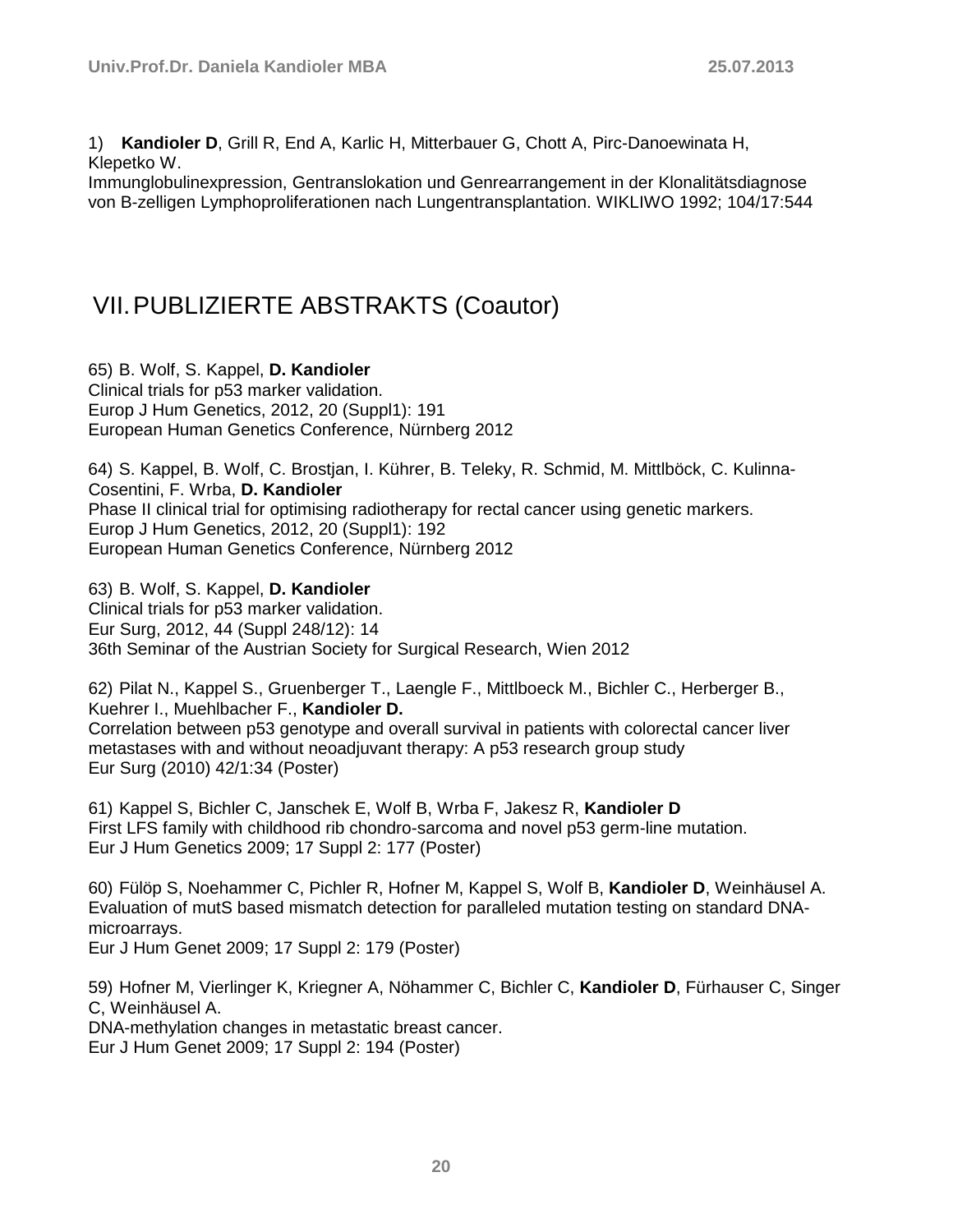1) **Kandioler D**, Grill R, End A, Karlic H, Mitterbauer G, Chott A, Pirc-Danoewinata H, Klepetko W.
Immunglobulinexpression, Gentranslokation und Genrearrangement in der Klonalitätsdiagnose von B-zelligen Lymphoproliferationen nach Lungentransplantation. WIKLIWO 1992; 104/17:544

# VII. PUBLIZIERTE ABSTRAKTS (Coautor)

65) B. Wolf, S. Kappel, **D. Kandioler**
Clinical trials for p53 marker validation.
Europ J Hum Genetics, 2012, 20 (Suppl1): 191
European Human Genetics Conference, Nürnberg 2012

64) S. Kappel, B. Wolf, C. Brostjan, I. Kührer, B. Teleky, R. Schmid, M. Mittlböck, C. Kulinna-Cosentini, F. Wrba, **D. Kandioler**
Phase II clinical trial for optimising radiotherapy for rectal cancer using genetic markers.
Europ J Hum Genetics, 2012, 20 (Suppl1): 192
European Human Genetics Conference, Nürnberg 2012

63) B. Wolf, S. Kappel, **D. Kandioler**
Clinical trials for p53 marker validation.
Eur Surg, 2012, 44 (Suppl 248/12): 14
36th Seminar of the Austrian Society for Surgical Research, Wien 2012

62) Pilat N., Kappel S., Gruenberger T., Laengle F., Mittlboeck M., Bichler C., Herberger B., Kuehrer I., Muehlbacher F., **Kandioler D.**
Correlation between p53 genotype and overall survival in patients with colorectal cancer liver metastases with and without neoadjuvant therapy: A p53 research group study
Eur Surg (2010) 42/1:34 (Poster)

61) Kappel S, Bichler C, Janschek E, Wolf B, Wrba F, Jakesz R, **Kandioler D**
First LFS family with childhood rib chondro-sarcoma and novel p53 germ-line mutation.
Eur J Hum Genetics 2009; 17 Suppl 2: 177 (Poster)

60) Fülöp S, Noehammer C, Pichler R, Hofner M, Kappel S, Wolf B, **Kandioler D**, Weinhäusel A.
Evaluation of mutS based mismatch detection for paralleled mutation testing on standard DNA-microarrays.
Eur J Hum Genet 2009; 17 Suppl 2: 179 (Poster)

59) Hofner M, Vierlinger K, Kriegner A, Nöhammer C, Bichler C, **Kandioler D**, Fürhauser C, Singer C, Weinhäusel A.
DNA-methylation changes in metastatic breast cancer.
Eur J Hum Genet 2009; 17 Suppl 2: 194 (Poster)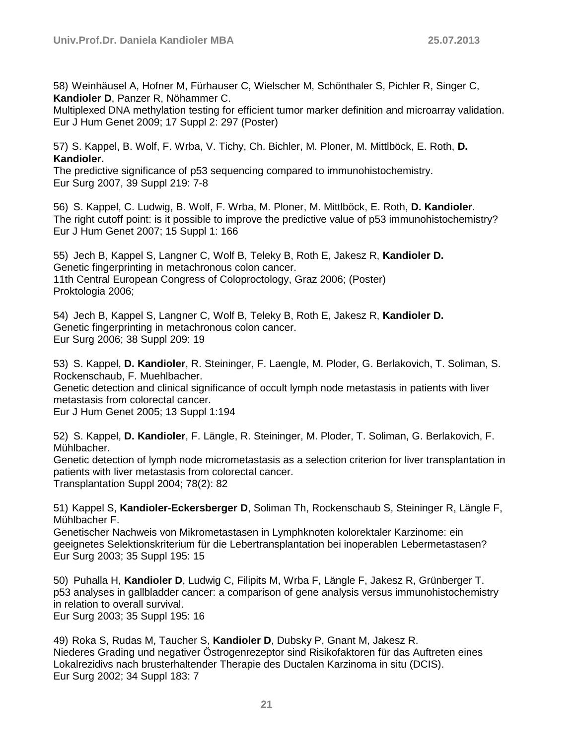58) Weinhäusel A, Hofner M, Fürhauser C, Wielscher M, Schönthaler S, Pichler R, Singer C, **Kandioler D**, Panzer R, Nöhammer C.
Multiplexed DNA methylation testing for efficient tumor marker definition and microarray validation.
Eur J Hum Genet 2009; 17 Suppl 2: 297 (Poster)

57) S. Kappel, B. Wolf, F. Wrba, V. Tichy, Ch. Bichler, M. Ploner, M. Mittlböck, E. Roth, **D. Kandioler.**
The predictive significance of p53 sequencing compared to immunohistochemistry.
Eur Surg 2007, 39 Suppl 219: 7-8

56) S. Kappel, C. Ludwig, B. Wolf, F. Wrba, M. Ploner, M. Mittlböck, E. Roth, **D. Kandioler**.
The right cutoff point: is it possible to improve the predictive value of p53 immunohistochemistry?
Eur J Hum Genet 2007; 15 Suppl 1: 166

55) Jech B, Kappel S, Langner C, Wolf B, Teleky B, Roth E, Jakesz R, **Kandioler D.**
Genetic fingerprinting in metachronous colon cancer.
11th Central European Congress of Coloproctology, Graz 2006; (Poster)
Proktologia 2006;

54) Jech B, Kappel S, Langner C, Wolf B, Teleky B, Roth E, Jakesz R, **Kandioler D.**
Genetic fingerprinting in metachronous colon cancer.
Eur Surg 2006; 38 Suppl 209: 19

53) S. Kappel, **D. Kandioler**, R. Steininger, F. Laengle, M. Ploder, G. Berlakovich, T. Soliman, S. Rockenschaub, F. Muehlbacher.
Genetic detection and clinical significance of occult lymph node metastasis in patients with liver metastasis from colorectal cancer.
Eur J Hum Genet 2005; 13 Suppl 1:194

52) S. Kappel, **D. Kandioler**, F. Längle, R. Steininger, M. Ploder, T. Soliman, G. Berlakovich, F. Mühlbacher.
Genetic detection of lymph node micrometastasis as a selection criterion for liver transplantation in patients with liver metastasis from colorectal cancer.
Transplantation Suppl 2004; 78(2): 82

51) Kappel S, **Kandioler-Eckersberger D**, Soliman Th, Rockenschaub S, Steininger R, Längle F, Mühlbacher F.
Genetischer Nachweis von Mikrometastasen in Lymphknoten kolorektaler Karzinome: ein geeignetes Selektionskriterium für die Lebertransplantation bei inoperablen Lebermetastasen?
Eur Surg 2003; 35 Suppl 195: 15

50) Puhalla H, **Kandioler D**, Ludwig C, Filipits M, Wrba F, Längle F, Jakesz R, Grünberger T.
p53 analyses in gallbladder cancer: a comparison of gene analysis versus immunohistochemistry in relation to overall survival.
Eur Surg 2003; 35 Suppl 195: 16

49) Roka S, Rudas M, Taucher S, **Kandioler D**, Dubsky P, Gnant M, Jakesz R.
Niederes Grading und negativer Östrogenrezeptor sind Risikofaktoren für das Auftreten eines Lokalrezidivs nach brusterhaltender Therapie des Ductalen Karzinoma in situ (DCIS).
Eur Surg 2002; 34 Suppl 183: 7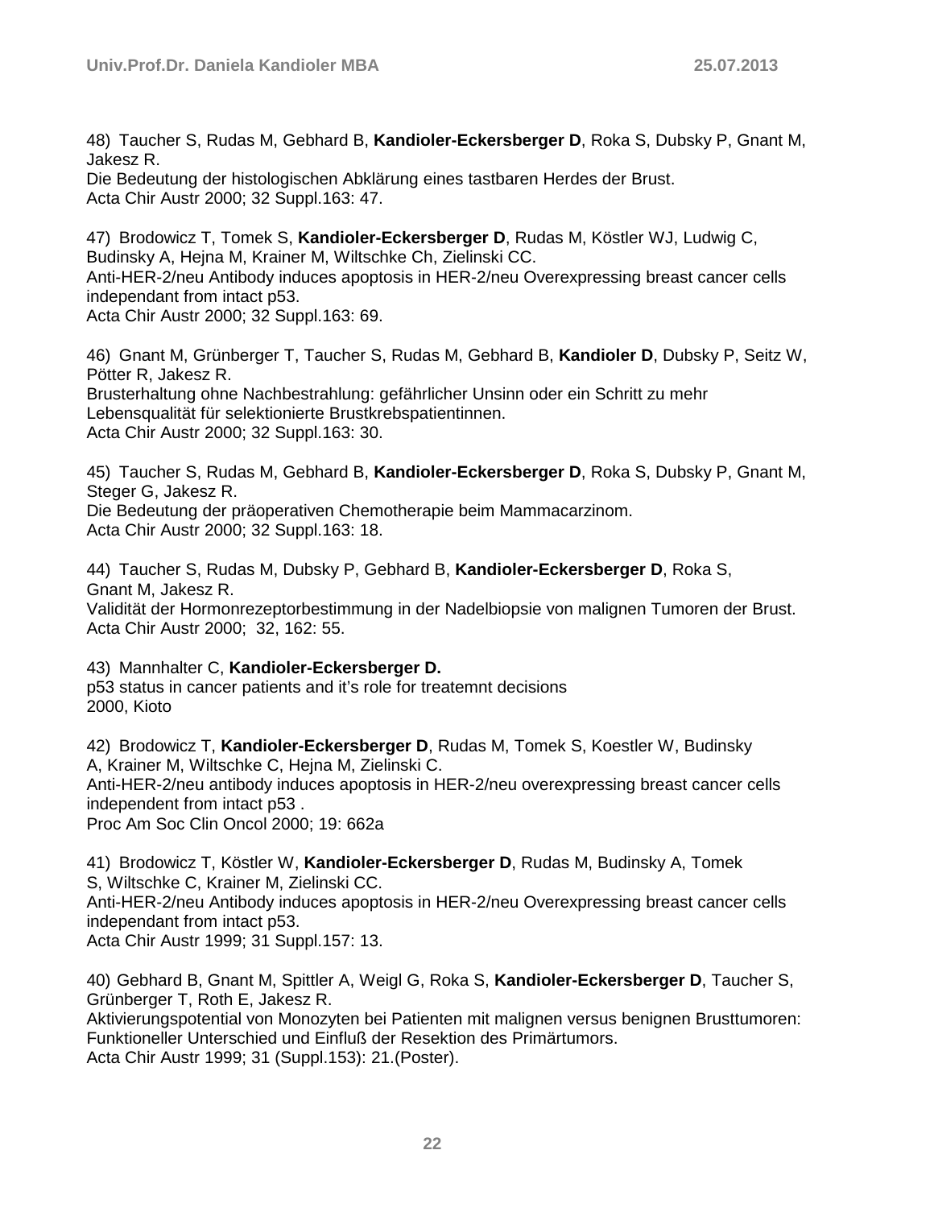48) Taucher S, Rudas M, Gebhard B, **Kandioler-Eckersberger D**, Roka S, Dubsky P, Gnant M, Jakesz R.
Die Bedeutung der histologischen Abklärung eines tastbaren Herdes der Brust.
Acta Chir Austr 2000; 32 Suppl.163: 47.

47) Brodowicz T, Tomek S, **Kandioler-Eckersberger D**, Rudas M, Köstler WJ, Ludwig C, Budinsky A, Hejna M, Krainer M, Wiltschke Ch, Zielinski CC.
Anti-HER-2/neu Antibody induces apoptosis in HER-2/neu Overexpressing breast cancer cells independant from intact p53.
Acta Chir Austr 2000; 32 Suppl.163: 69.

46) Gnant M, Grünberger T, Taucher S, Rudas M, Gebhard B, **Kandioler D**, Dubsky P, Seitz W, Pötter R, Jakesz R.
Brusterhaltung ohne Nachbestrahlung: gefährlicher Unsinn oder ein Schritt zu mehr Lebensqualität für selektionierte Brustkrebspatientinnen.
Acta Chir Austr 2000; 32 Suppl.163: 30.

45) Taucher S, Rudas M, Gebhard B, **Kandioler-Eckersberger D**, Roka S, Dubsky P, Gnant M, Steger G, Jakesz R.
Die Bedeutung der präoperativen Chemotherapie beim Mammacarzinom.
Acta Chir Austr 2000; 32 Suppl.163: 18.

44) Taucher S, Rudas M, Dubsky P, Gebhard B, **Kandioler-Eckersberger D**, Roka S, Gnant M, Jakesz R.
Validität der Hormonrezeptorbestimmung in der Nadelbiopsie von malignen Tumoren der Brust.
Acta Chir Austr 2000; 32, 162: 55.

43) Mannhalter C, **Kandioler-Eckersberger D.**
p53 status in cancer patients and it's role for treatemnt decisions
2000, Kioto

42) Brodowicz T, **Kandioler-Eckersberger D**, Rudas M, Tomek S, Koestler W, Budinsky A, Krainer M, Wiltschke C, Hejna M, Zielinski C.
Anti-HER-2/neu antibody induces apoptosis in HER-2/neu overexpressing breast cancer cells independent from intact p53 .
Proc Am Soc Clin Oncol 2000; 19: 662a

41) Brodowicz T, Köstler W, **Kandioler-Eckersberger D**, Rudas M, Budinsky A, Tomek S, Wiltschke C, Krainer M, Zielinski CC.
Anti-HER-2/neu Antibody induces apoptosis in HER-2/neu Overexpressing breast cancer cells independant from intact p53.
Acta Chir Austr 1999; 31 Suppl.157: 13.

40) Gebhard B, Gnant M, Spittler A, Weigl G, Roka S, **Kandioler-Eckersberger D**, Taucher S, Grünberger T, Roth E, Jakesz R.
Aktivierungspotential von Monozyten bei Patienten mit malignen versus benignen Brusttumoren: Funktioneller Unterschied und Einfluß der Resektion des Primärtumors.
Acta Chir Austr 1999; 31 (Suppl.153): 21.(Poster).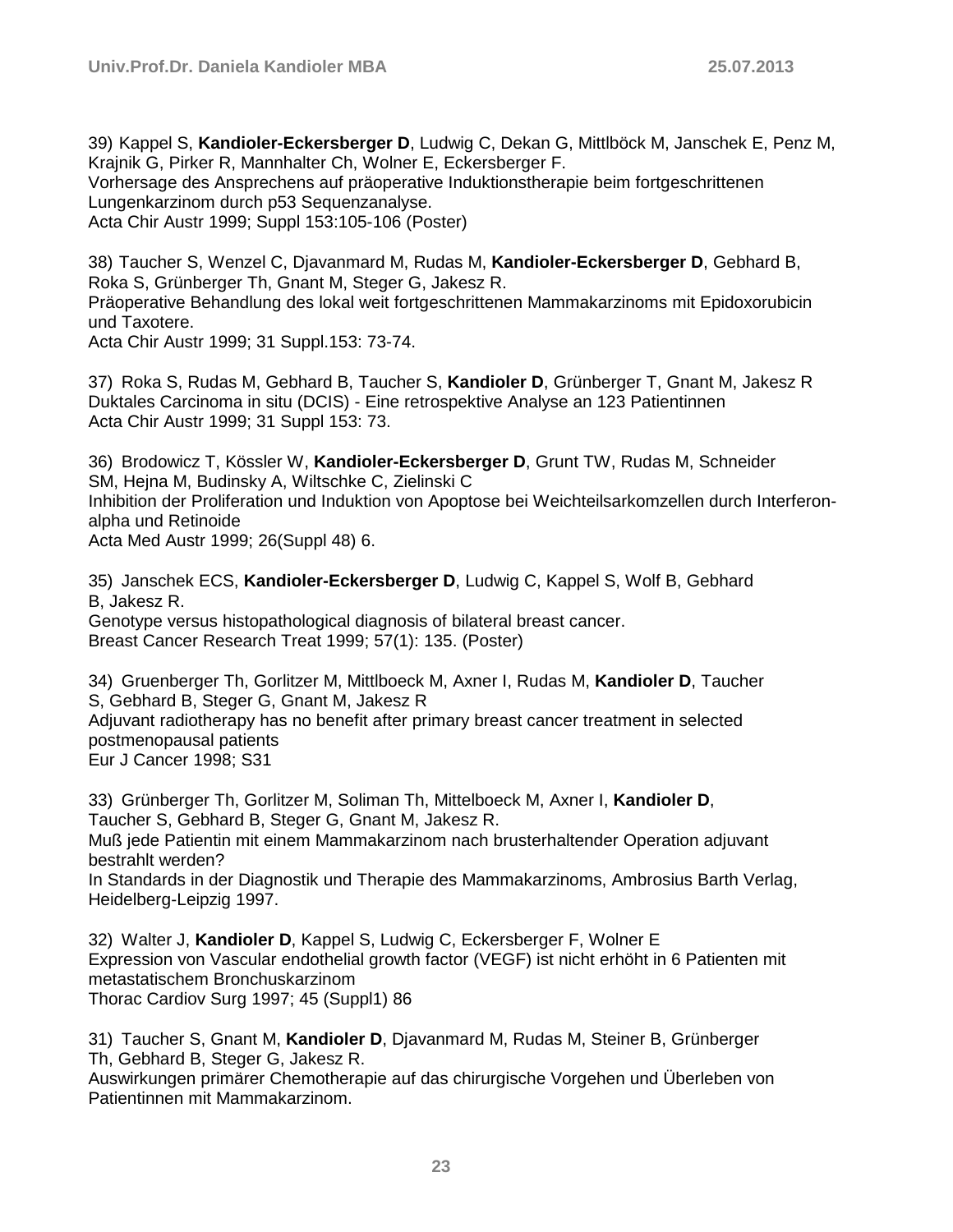39) Kappel S, **Kandioler-Eckersberger D**, Ludwig C, Dekan G, Mittlböck M, Janschek E, Penz M, Krajnik G, Pirker R, Mannhalter Ch, Wolner E, Eckersberger F.
Vorhersage des Ansprechens auf präoperative Induktionstherapie beim fortgeschrittenen Lungenkarzinom durch p53 Sequenzanalyse.
Acta Chir Austr 1999; Suppl 153:105-106 (Poster)

38) Taucher S, Wenzel C, Djavanmard M, Rudas M, **Kandioler-Eckersberger D**, Gebhard B, Roka S, Grünberger Th, Gnant M, Steger G, Jakesz R.
Präoperative Behandlung des lokal weit fortgeschrittenen Mammakarzinoms mit Epidoxorubicin und Taxotere.
Acta Chir Austr 1999; 31 Suppl.153: 73-74.

37) Roka S, Rudas M, Gebhard B, Taucher S, **Kandioler D**, Grünberger T, Gnant M, Jakesz R
Duktales Carcinoma in situ (DCIS) - Eine retrospektive Analyse an 123 Patientinnen
Acta Chir Austr 1999; 31 Suppl 153: 73.

36) Brodowicz T, Kössler W, **Kandioler-Eckersberger D**, Grunt TW, Rudas M, Schneider SM, Hejna M, Budinsky A, Wiltschke C, Zielinski C
Inhibition der Proliferation und Induktion von Apoptose bei Weichteilsarkomzellen durch Interferon-alpha und Retinoide
Acta Med Austr 1999; 26(Suppl 48) 6.

35) Janschek ECS, **Kandioler-Eckersberger D**, Ludwig C, Kappel S, Wolf B, Gebhard B, Jakesz R.
Genotype versus histopathological diagnosis of bilateral breast cancer.
Breast Cancer Research Treat 1999; 57(1): 135. (Poster)

34) Gruenberger Th, Gorlitzer M, Mittlboeck M, Axner I, Rudas M, **Kandioler D**, Taucher S, Gebhard B, Steger G, Gnant M, Jakesz R
Adjuvant radiotherapy has no benefit after primary breast cancer treatment in selected postmenopausal patients
Eur J Cancer 1998; S31

33) Grünberger Th, Gorlitzer M, Soliman Th, Mittelboeck M, Axner I, **Kandioler D**, Taucher S, Gebhard B, Steger G, Gnant M, Jakesz R.
Muß jede Patientin mit einem Mammakarzinom nach brusterhaltender Operation adjuvant bestrahlt werden?
In Standards in der Diagnostik und Therapie des Mammakarzinoms, Ambrosius Barth Verlag, Heidelberg-Leipzig 1997.

32) Walter J, **Kandioler D**, Kappel S, Ludwig C, Eckersberger F, Wolner E
Expression von Vascular endothelial growth factor (VEGF) ist nicht erhöht in 6 Patienten mit metastatischem Bronchuskarzinom
Thorac Cardiov Surg 1997; 45 (Suppl1) 86

31) Taucher S, Gnant M, **Kandioler D**, Djavanmard M, Rudas M, Steiner B, Grünberger Th, Gebhard B, Steger G, Jakesz R.
Auswirkungen primärer Chemotherapie auf das chirurgische Vorgehen und Überleben von Patientinnen mit Mammakarzinom.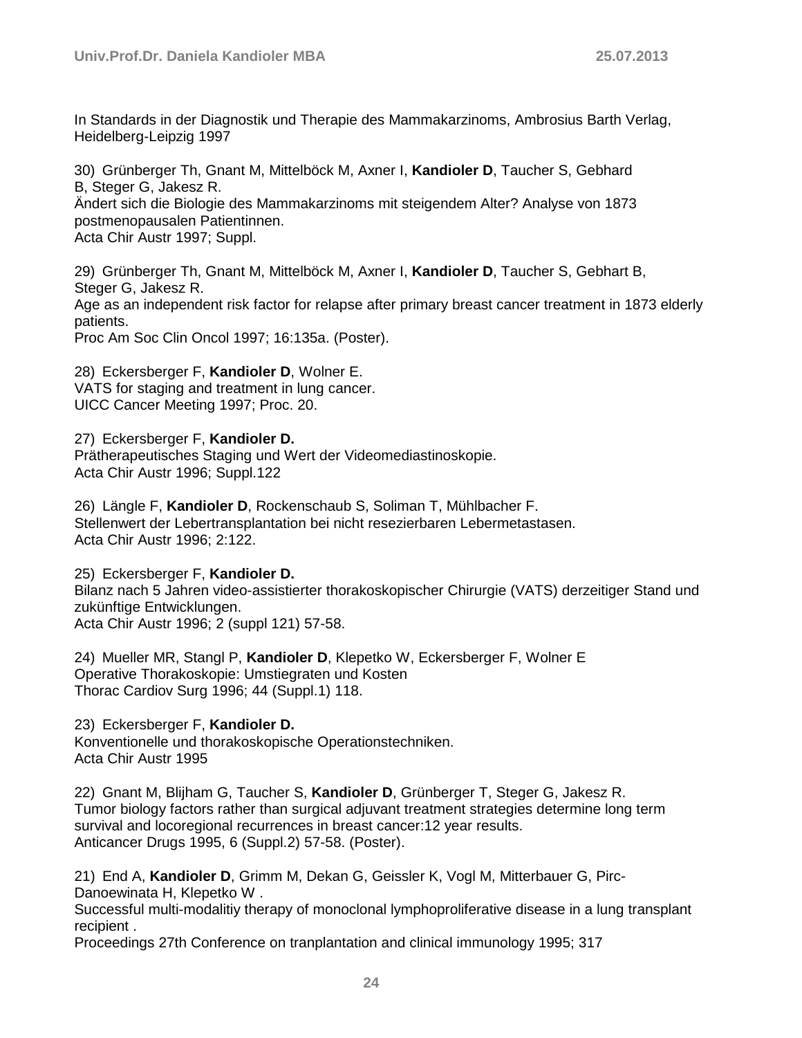In Standards in der Diagnostik und Therapie des Mammakarzinoms, Ambrosius Barth Verlag, Heidelberg-Leipzig 1997

30) Grünberger Th, Gnant M, Mittelböck M, Axner I, **Kandioler D**, Taucher S, Gebhard B, Steger G, Jakesz R.
Ändert sich die Biologie des Mammakarzinoms mit steigendem Alter? Analyse von 1873 postmenopausalen Patientinnen.
Acta Chir Austr 1997; Suppl.

29) Grünberger Th, Gnant M, Mittelböck M, Axner I, **Kandioler D**, Taucher S, Gebhart B, Steger G, Jakesz R.
Age as an independent risk factor for relapse after primary breast cancer treatment in 1873 elderly patients.
Proc Am Soc Clin Oncol 1997; 16:135a. (Poster).

28) Eckersberger F, **Kandioler D**, Wolner E.
VATS for staging and treatment in lung cancer.
UICC Cancer Meeting 1997; Proc. 20.

27) Eckersberger F, **Kandioler D.**
Prätherapeutisches Staging und Wert der Videomediastinoskopie.
Acta Chir Austr 1996; Suppl.122

26) Längle F, **Kandioler D**, Rockenschaub S, Soliman T, Mühlbacher F.
Stellenwert der Lebertransplantation bei nicht resezierbaren Lebermetastasen.
Acta Chir Austr 1996; 2:122.

25) Eckersberger F, **Kandioler D.**
Bilanz nach 5 Jahren video-assistierter thorakoskopischer Chirurgie (VATS) derzeitiger Stand und zukünftige Entwicklungen.
Acta Chir Austr 1996; 2 (suppl 121) 57-58.

24) Mueller MR, Stangl P, **Kandioler D**, Klepetko W, Eckersberger F, Wolner E
Operative Thorakoskopie: Umstiegraten und Kosten
Thorac Cardiov Surg 1996; 44 (Suppl.1) 118.

23) Eckersberger F, **Kandioler D.**
Konventionelle und thorakoskopische Operationstechniken.
Acta Chir Austr 1995

22) Gnant M, Blijham G, Taucher S, **Kandioler D**, Grünberger T, Steger G, Jakesz R.
Tumor biology factors rather than surgical adjuvant treatment strategies determine long term survival and locoregional recurrences in breast cancer:12 year results.
Anticancer Drugs 1995, 6 (Suppl.2) 57-58. (Poster).

21) End A, **Kandioler D**, Grimm M, Dekan G, Geissler K, Vogl M, Mitterbauer G, Pirc-Danoewinata H, Klepetko W .
Successful multi-modalitiy therapy of monoclonal lymphoproliferative disease in a lung transplant recipient .
Proceedings 27th Conference on tranplantation and clinical immunology 1995; 317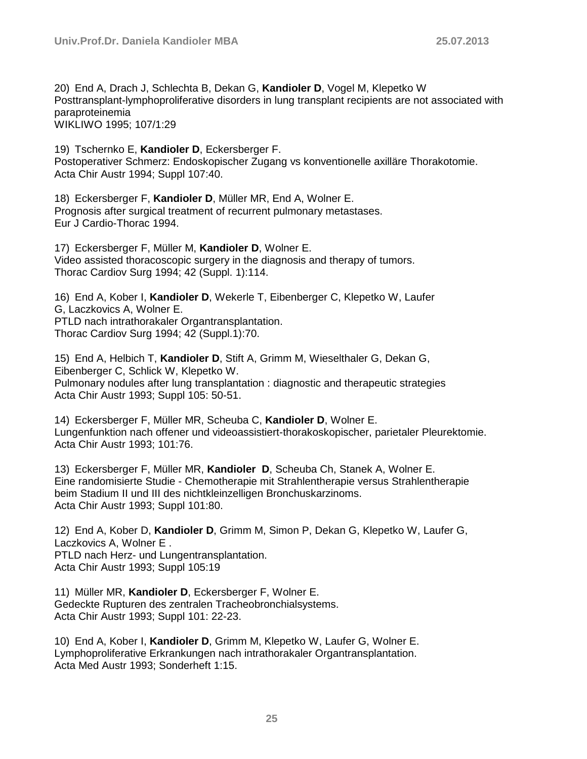20) End A, Drach J, Schlechta B, Dekan G, **Kandioler D**, Vogel M, Klepetko W
Posttransplant-lymphoproliferative disorders in lung transplant recipients are not associated with paraproteinemia
WIKLIWO 1995; 107/1:29

19) Tschernko E, **Kandioler D**, Eckersberger F.
Postoperativer Schmerz: Endoskopischer Zugang vs konventionelle axilläre Thorakotomie.
Acta Chir Austr 1994; Suppl 107:40.

18) Eckersberger F, **Kandioler D**, Müller MR, End A, Wolner E.
Prognosis after surgical treatment of recurrent pulmonary metastases.
Eur J Cardio-Thorac 1994.

17) Eckersberger F, Müller M, **Kandioler D**, Wolner E.
Video assisted thoracoscopic surgery in the diagnosis and therapy of tumors.
Thorac Cardiov Surg 1994; 42 (Suppl. 1):114.

16) End A, Kober I, **Kandioler D**, Wekerle T, Eibenberger C, Klepetko W, Laufer G, Laczkovics A, Wolner E.
PTLD nach intrathorakaler Organtransplantation.
Thorac Cardiov Surg 1994; 42 (Suppl.1):70.

15) End A, Helbich T, **Kandioler D**, Stift A, Grimm M, Wieselthaler G, Dekan G, Eibenberger C, Schlick W, Klepetko W.
Pulmonary nodules after lung transplantation : diagnostic and therapeutic strategies
Acta Chir Austr 1993; Suppl 105: 50-51.

14) Eckersberger F, Müller MR, Scheuba C, **Kandioler D**, Wolner E.
Lungenfunktion nach offener und videoassistiert-thorakoskopischer, parietaler Pleurektomie.
Acta Chir Austr 1993; 101:76.

13) Eckersberger F, Müller MR, **Kandioler D**, Scheuba Ch, Stanek A, Wolner E.
Eine randomisierte Studie - Chemotherapie mit Strahlentherapie versus Strahlentherapie beim Stadium II und III des nichtkleinzelligen Bronchuskarzinoms.
Acta Chir Austr 1993; Suppl 101:80.

12) End A, Kober D, **Kandioler D**, Grimm M, Simon P, Dekan G, Klepetko W, Laufer G, Laczkovics A, Wolner E .
PTLD nach Herz- und Lungentransplantation.
Acta Chir Austr 1993; Suppl 105:19

11) Müller MR, **Kandioler D**, Eckersberger F, Wolner E.
Gedeckte Rupturen des zentralen Tracheobronchialsystems.
Acta Chir Austr 1993; Suppl 101: 22-23.

10) End A, Kober I, **Kandioler D**, Grimm M, Klepetko W, Laufer G, Wolner E.
Lymphoproliferative Erkrankungen nach intrathorakaler Organtransplantation.
Acta Med Austr 1993; Sonderheft 1:15.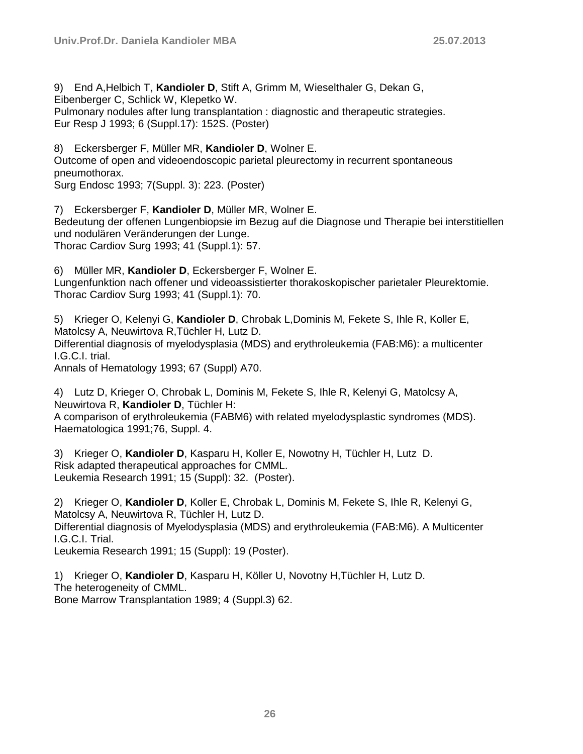9) End A,Helbich T, **Kandioler D**, Stift A, Grimm M, Wieselthaler G, Dekan G, Eibenberger C, Schlick W, Klepetko W.
Pulmonary nodules after lung transplantation : diagnostic and therapeutic strategies.
Eur Resp J 1993; 6 (Suppl.17): 152S. (Poster)

8) Eckersberger F, Müller MR, **Kandioler D**, Wolner E.
Outcome of open and videoendoscopic parietal pleurectomy in recurrent spontaneous pneumothorax.
Surg Endosc 1993; 7(Suppl. 3): 223. (Poster)

7) Eckersberger F, **Kandioler D**, Müller MR, Wolner E.
Bedeutung der offenen Lungenbiopsie im Bezug auf die Diagnose und Therapie bei interstitiellen und nodulären Veränderungen der Lunge.
Thorac Cardiov Surg 1993; 41 (Suppl.1): 57.

6) Müller MR, **Kandioler D**, Eckersberger F, Wolner E.
Lungenfunktion nach offener und videoassistierter thorakoskopischer parietaler Pleurektomie.
Thorac Cardiov Surg 1993; 41 (Suppl.1): 70.

5) Krieger O, Kelenyi G, **Kandioler D**, Chrobak L,Dominis M, Fekete S, Ihle R, Koller E, Matolcsy A, Neuwirtova R,Tüchler H, Lutz D.
Differential diagnosis of myelodysplasia (MDS) and erythroleukemia (FAB:M6): a multicenter I.G.C.I. trial.
Annals of Hematology 1993; 67 (Suppl) A70.

4) Lutz D, Krieger O, Chrobak L, Dominis M, Fekete S, Ihle R, Kelenyi G, Matolcsy A, Neuwirtova R, **Kandioler D**, Tüchler H:
A comparison of erythroleukemia (FABM6) with related myelodysplastic syndromes (MDS).
Haematologica 1991;76, Suppl. 4.

3) Krieger O, **Kandioler D**, Kasparu H, Koller E, Nowotny H, Tüchler H, Lutz D.
Risk adapted therapeutical approaches for CMML.
Leukemia Research 1991; 15 (Suppl): 32. (Poster).

2) Krieger O, **Kandioler D**, Koller E, Chrobak L, Dominis M, Fekete S, Ihle R, Kelenyi G, Matolcsy A, Neuwirtova R, Tüchler H, Lutz D.
Differential diagnosis of Myelodysplasia (MDS) and erythroleukemia (FAB:M6). A Multicenter I.G.C.I. Trial.
Leukemia Research 1991; 15 (Suppl): 19 (Poster).

1) Krieger O, **Kandioler D**, Kasparu H, Köller U, Novotny H,Tüchler H, Lutz D.
The heterogeneity of CMML.
Bone Marrow Transplantation 1989; 4 (Suppl.3) 62.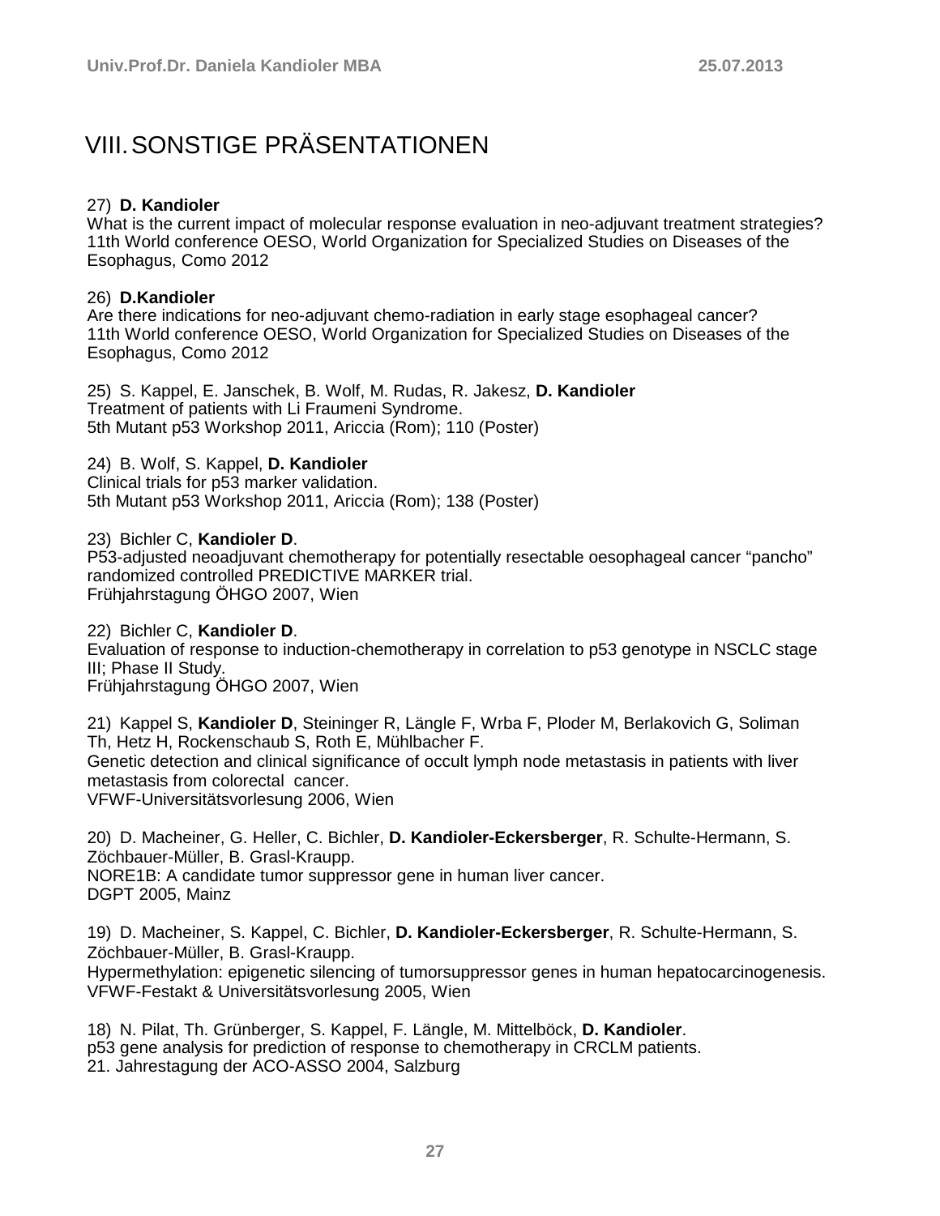# VIII. SONSTIGE PRÄSENTATIONEN

27) **D. Kandioler**
What is the current impact of molecular response evaluation in neo-adjuvant treatment strategies?
11th World conference OESO, World Organization for Specialized Studies on Diseases of the Esophagus, Como 2012

26) **D.Kandioler**
Are there indications for neo-adjuvant chemo-radiation in early stage esophageal cancer?
11th World conference OESO, World Organization for Specialized Studies on Diseases of the Esophagus, Como 2012

25) S. Kappel, E. Janschek, B. Wolf, M. Rudas, R. Jakesz, **D. Kandioler**
Treatment of patients with Li Fraumeni Syndrome.
5th Mutant p53 Workshop 2011, Ariccia (Rom); 110 (Poster)

24) B. Wolf, S. Kappel, **D. Kandioler**
Clinical trials for p53 marker validation.
5th Mutant p53 Workshop 2011, Ariccia (Rom); 138 (Poster)

23) Bichler C, **Kandioler D**.
P53-adjusted neoadjuvant chemotherapy for potentially resectable oesophageal cancer "pancho" randomized controlled PREDICTIVE MARKER trial.
Frühjahrstagung ÖHGO 2007, Wien

22) Bichler C, **Kandioler D**.
Evaluation of response to induction-chemotherapy in correlation to p53 genotype in NSCLC stage III; Phase II Study.
Frühjahrstagung ÖHGO 2007, Wien

21) Kappel S, **Kandioler D**, Steininger R, Längle F, Wrba F, Ploder M, Berlakovich G, Soliman Th, Hetz H, Rockenschaub S, Roth E, Mühlbacher F.
Genetic detection and clinical significance of occult lymph node metastasis in patients with liver metastasis from colorectal cancer.
VFWF-Universitätsvorlesung 2006, Wien

20) D. Macheiner, G. Heller, C. Bichler, **D. Kandioler-Eckersberger**, R. Schulte-Hermann, S. Zöchbauer-Müller, B. Grasl-Kraupp.
NORE1B: A candidate tumor suppressor gene in human liver cancer.
DGPT 2005, Mainz

19) D. Macheiner, S. Kappel, C. Bichler, **D. Kandioler-Eckersberger**, R. Schulte-Hermann, S. Zöchbauer-Müller, B. Grasl-Kraupp.
Hypermethylation: epigenetic silencing of tumorsuppressor genes in human hepatocarcinogenesis.
VFWF-Festakt & Universitätsvorlesung 2005, Wien

18) N. Pilat, Th. Grünberger, S. Kappel, F. Längle, M. Mittelböck, **D. Kandioler**.
p53 gene analysis for prediction of response to chemotherapy in CRCLM patients.
21. Jahrestagung der ACO-ASSO 2004, Salzburg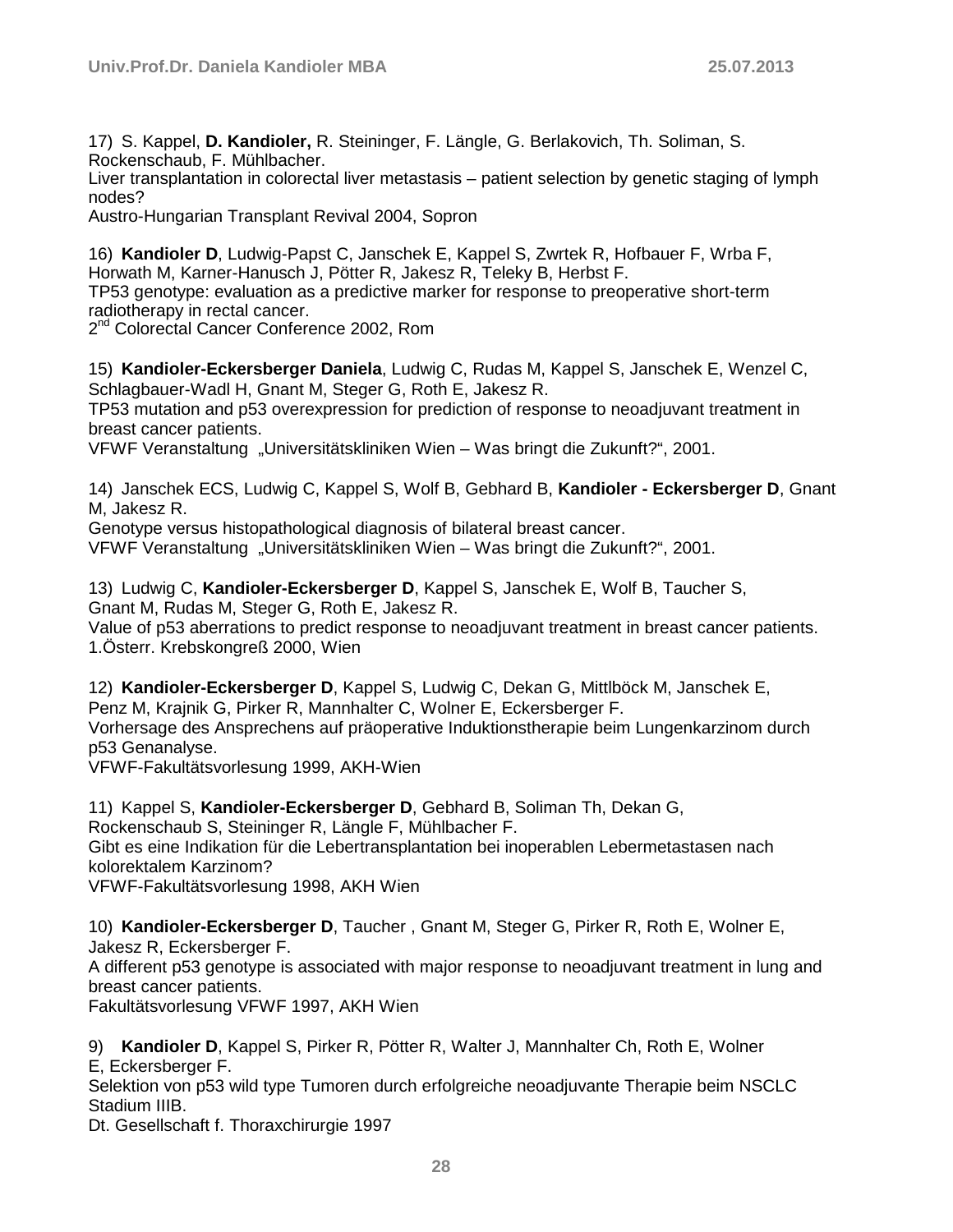17) S. Kappel, **D. Kandioler,** R. Steininger, F. Längle, G. Berlakovich, Th. Soliman, S. Rockenschaub, F. Mühlbacher.
Liver transplantation in colorectal liver metastasis – patient selection by genetic staging of lymph nodes?
Austro-Hungarian Transplant Revival 2004, Sopron

16) **Kandioler D**, Ludwig-Papst C, Janschek E, Kappel S, Zwrtek R, Hofbauer F, Wrba F, Horwath M, Karner-Hanusch J, Pötter R, Jakesz R, Teleky B, Herbst F.
TP53 genotype: evaluation as a predictive marker for response to preoperative short-term radiotherapy in rectal cancer.
2nd Colorectal Cancer Conference 2002, Rom

15) **Kandioler-Eckersberger Daniela**, Ludwig C, Rudas M, Kappel S, Janschek E, Wenzel C, Schlagbauer-Wadl H, Gnant M, Steger G, Roth E, Jakesz R.
TP53 mutation and p53 overexpression for prediction of response to neoadjuvant treatment in breast cancer patients.
VFWF Veranstaltung „Universitätskliniken Wien – Was bringt die Zukunft?", 2001.

14) Janschek ECS, Ludwig C, Kappel S, Wolf B, Gebhard B, **Kandioler - Eckersberger D**, Gnant M, Jakesz R.
Genotype versus histopathological diagnosis of bilateral breast cancer.
VFWF Veranstaltung „Universitätskliniken Wien – Was bringt die Zukunft?", 2001.

13) Ludwig C, **Kandioler-Eckersberger D**, Kappel S, Janschek E, Wolf B, Taucher S, Gnant M, Rudas M, Steger G, Roth E, Jakesz R.
Value of p53 aberrations to predict response to neoadjuvant treatment in breast cancer patients.
1.Österr. Krebskongreß 2000, Wien

12) **Kandioler-Eckersberger D**, Kappel S, Ludwig C, Dekan G, Mittlböck M, Janschek E, Penz M, Krajnik G, Pirker R, Mannhalter C, Wolner E, Eckersberger F.
Vorhersage des Ansprechens auf präoperative Induktionstherapie beim Lungenkarzinom durch p53 Genanalyse.
VFWF-Fakultätsvorlesung 1999, AKH-Wien

11) Kappel S, **Kandioler-Eckersberger D**, Gebhard B, Soliman Th, Dekan G, Rockenschaub S, Steininger R, Längle F, Mühlbacher F.
Gibt es eine Indikation für die Lebertransplantation bei inoperablen Lebermetastasen nach kolorektalem Karzinom?
VFWF-Fakultätsvorlesung 1998, AKH Wien

10) **Kandioler-Eckersberger D**, Taucher , Gnant M, Steger G, Pirker R, Roth E, Wolner E, Jakesz R, Eckersberger F.
A different p53 genotype is associated with major response to neoadjuvant treatment in lung and breast cancer patients.
Fakultätsvorlesung VFWF 1997, AKH Wien

9) **Kandioler D**, Kappel S, Pirker R, Pötter R, Walter J, Mannhalter Ch, Roth E, Wolner E, Eckersberger F.
Selektion von p53 wild type Tumoren durch erfolgreiche neoadjuvante Therapie beim NSCLC Stadium IIIB.
Dt. Gesellschaft f. Thoraxchirurgie 1997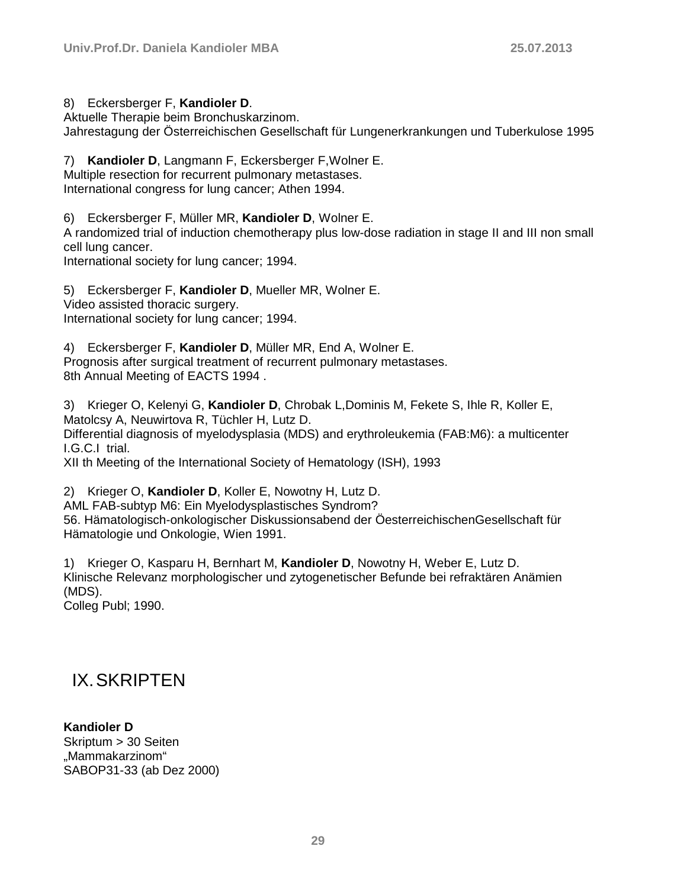8) Eckersberger F, **Kandioler D**.
Aktuelle Therapie beim Bronchuskarzinom.
Jahrestagung der Österreichischen Gesellschaft für Lungenerkrankungen und Tuberkulose 1995

7) **Kandioler D**, Langmann F, Eckersberger F,Wolner E.
Multiple resection for recurrent pulmonary metastases.
International congress for lung cancer; Athen 1994.

6) Eckersberger F, Müller MR, **Kandioler D**, Wolner E.
A randomized trial of induction chemotherapy plus low-dose radiation in stage II and III non small cell lung cancer.
International society for lung cancer; 1994.

5) Eckersberger F, **Kandioler D**, Mueller MR, Wolner E.
Video assisted thoracic surgery.
International society for lung cancer; 1994.

4) Eckersberger F, **Kandioler D**, Müller MR, End A, Wolner E.
Prognosis after surgical treatment of recurrent pulmonary metastases.
8th Annual Meeting of EACTS 1994 .

3) Krieger O, Kelenyi G, **Kandioler D**, Chrobak L,Dominis M, Fekete S, Ihle R, Koller E, Matolcsy A, Neuwirtova R, Tüchler H, Lutz D.
Differential diagnosis of myelodysplasia (MDS) and erythroleukemia (FAB:M6): a multicenter I.G.C.I trial.
XII th Meeting of the International Society of Hematology (ISH), 1993

2) Krieger O, **Kandioler D**, Koller E, Nowotny H, Lutz D.
AML FAB-subtyp M6: Ein Myelodysplastisches Syndrom?
56. Hämatologisch-onkologischer Diskussionsabend der ÖesterreichischenGesellschaft für Hämatologie und Onkologie, Wien 1991.

1) Krieger O, Kasparu H, Bernhart M, **Kandioler D**, Nowotny H, Weber E, Lutz D.
Klinische Relevanz morphologischer und zytogenetischer Befunde bei refraktären Anämien (MDS).
Colleg Publ; 1990.

# IX. SKRIPTEN

**Kandioler D**
Skriptum > 30 Seiten
„Mammakarzinom“
SABOP31-33 (ab Dez 2000)